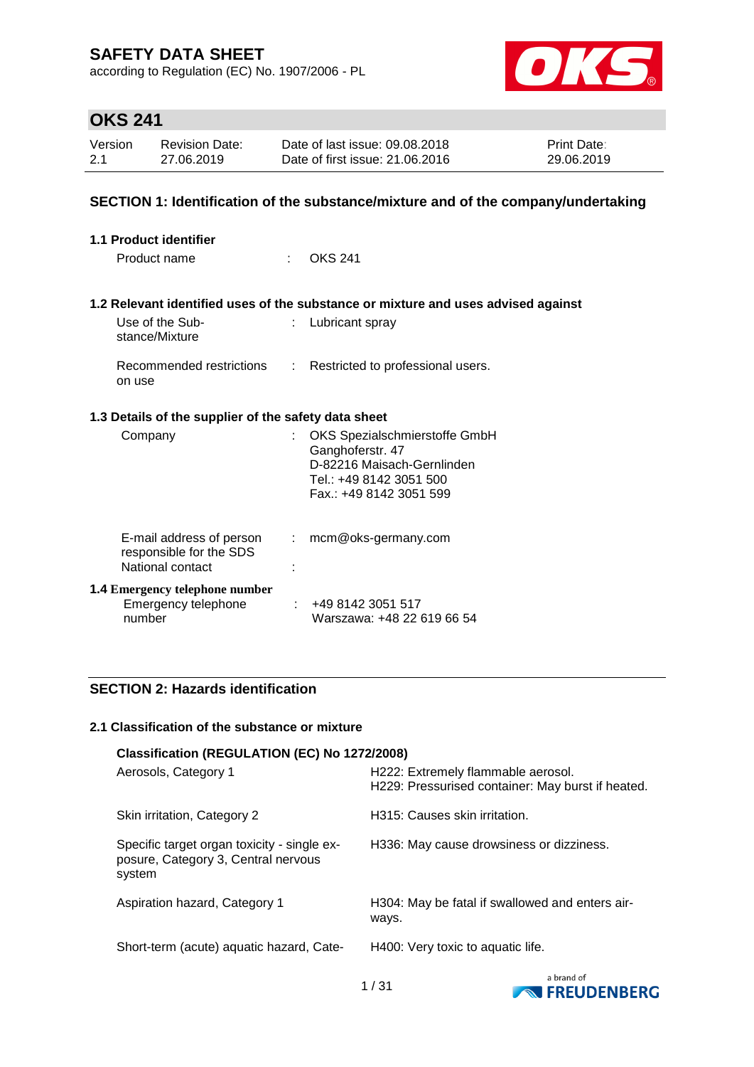# SAFETY DATA SHEET

according to Regulation (EC) No. 1907/2006 - PL

## OKS 241

| Version | Revision Date: | Date of last issue: 09.08.2018 | Print Date: |
|---|---|---|---|
| 2.1 | 27.06.2019 | Date of first issue: 21.06.2016 | 29.06.2019 |

## SECTION 1: Identification of the substance/mixture and of the company/undertaking

### 1.1 Product identifier

Product name : OKS 241

### 1.2 Relevant identified uses of the substance or mixture and uses advised against

Use of the Substance/Mixture : Lubricant spray

Recommended restrictions on use : Restricted to professional users.

### 1.3 Details of the supplier of the safety data sheet

Company : OKS Spezialschmierstoffe GmbH
Ganghoferstr. 47
D-82216 Maisach-Gernlinden
Tel.: +49 8142 3051 500
Fax.: +49 8142 3051 599

E-mail address of person responsible for the SDS : mcm@oks-germany.com

National contact :

### 1.4 Emergency telephone number

Emergency telephone number : +49 8142 3051 517
Warszawa: +48 22 619 66 54

## SECTION 2: Hazards identification

### 2.1 Classification of the substance or mixture

**Classification (REGULATION (EC) No 1272/2008)**

| | |
|---|---|
| Aerosols, Category 1 | H222: Extremely flammable aerosol.<br>H229: Pressurised container: May burst if heated. |
| Skin irritation, Category 2 | H315: Causes skin irritation. |
| Specific target organ toxicity - single exposure, Category 3, Central nervous system | H336: May cause drowsiness or dizziness. |
| Aspiration hazard, Category 1 | H304: May be fatal if swallowed and enters airways. |
| Short-term (acute) aquatic hazard, Cate- | H400: Very toxic to aquatic life. |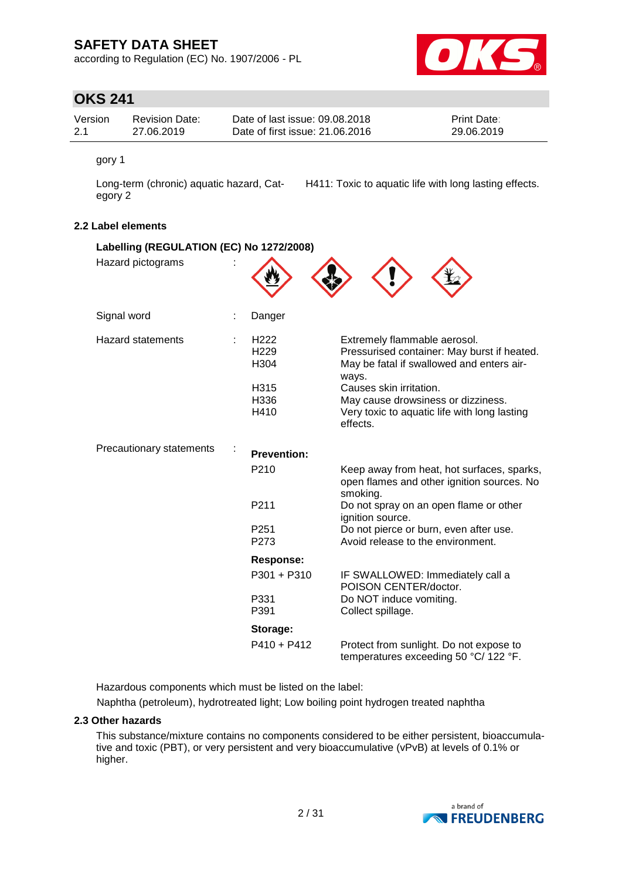gory 1

| | |
|---|---|
| Long-term (chronic) aquatic hazard, Category 2 | H411: Toxic to aquatic life with long lasting effects. |

### 2.2 Label elements

**Labelling (REGULATION (EC) No 1272/2008)**

Hazard pictograms :

Signal word : Danger

| Hazard statements | | |
|---|---|---|
| : | H222 | Extremely flammable aerosol. |
| | H229 | Pressurised container: May burst if heated. |
| | H304 | May be fatal if swallowed and enters airways. |
| | H315 | Causes skin irritation. |
| | H336 | May cause drowsiness or dizziness. |
| | H410 | Very toxic to aquatic life with long lasting effects. |

Precautionary statements :

**Prevention:**

| | |
|---|---|
| P210 | Keep away from heat, hot surfaces, sparks, open flames and other ignition sources. No smoking. |
| P211 | Do not spray on an open flame or other ignition source. |
| P251 | Do not pierce or burn, even after use. |
| P273 | Avoid release to the environment. |

**Response:**

| | |
|---|---|
| P301 + P310 | IF SWALLOWED: Immediately call a POISON CENTER/doctor. |
| P331 | Do NOT induce vomiting. |
| P391 | Collect spillage. |

**Storage:**

| | |
|---|---|
| P410 + P412 | Protect from sunlight. Do not expose to temperatures exceeding 50 °C/ 122 °F. |

Hazardous components which must be listed on the label:

Naphtha (petroleum), hydrotreated light; Low boiling point hydrogen treated naphtha

### 2.3 Other hazards

This substance/mixture contains no components considered to be either persistent, bioaccumulative and toxic (PBT), or very persistent and very bioaccumulative (vPvB) at levels of 0.1% or higher.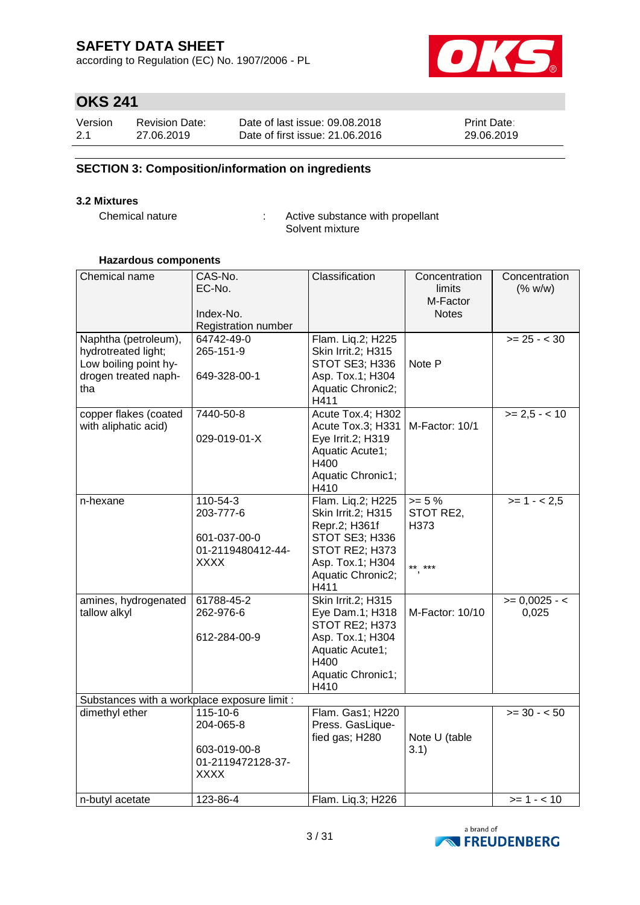# SAFETY DATA SHEET

according to Regulation (EC) No. 1907/2006 - PL

## OKS 241

| Version | Revision Date: | Date of last issue: 09.08.2018 | Print Date: |
|---|---|---|---|
| 2.1 | 27.06.2019 | Date of first issue: 21.06.2016 | 29.06.2019 |

## SECTION 3: Composition/information on ingredients

### 3.2 Mixtures

Chemical nature : Active substance with propellant
Solvent mixture

**Hazardous components**

| Chemical name | CAS-No.<br>EC-No.<br><br>Index-No.<br>Registration number | Classification | Concentration limits<br>M-Factor<br>Notes | Concentration (% w/w) |
|---|---|---|---|---|
| Naphtha (petroleum), hydrotreated light; Low boiling point hydrogen treated naphtha | 64742-49-0<br>265-151-9<br><br>649-328-00-1 | Flam. Liq.2; H225<br>Skin Irrit.2; H315<br>STOT SE3; H336<br>Asp. Tox.1; H304<br>Aquatic Chronic2; H411 | Note P | >= 25 - < 30 |
| copper flakes (coated with aliphatic acid) | 7440-50-8<br><br>029-019-01-X | Acute Tox.4; H302<br>Acute Tox.3; H331<br>Eye Irrit.2; H319<br>Aquatic Acute1; H400<br>Aquatic Chronic1; H410 | M-Factor: 10/1 | >= 2,5 - < 10 |
| n-hexane | 110-54-3<br>203-777-6<br><br>601-037-00-0<br>01-2119480412-44-XXXX | Flam. Liq.2; H225<br>Skin Irrit.2; H315<br>Repr.2; H361f<br>STOT SE3; H336<br>STOT RE2; H373<br>Asp. Tox.1; H304<br>Aquatic Chronic2; H411 | >= 5 %<br>STOT RE2, H373<br><br>**, *** | >= 1 - < 2,5 |
| amines, hydrogenated tallow alkyl | 61788-45-2<br>262-976-6<br><br>612-284-00-9 | Skin Irrit.2; H315<br>Eye Dam.1; H318<br>STOT RE2; H373<br>Asp. Tox.1; H304<br>Aquatic Acute1; H400<br>Aquatic Chronic1; H410 | M-Factor: 10/10 | >= 0,0025 - < 0,025 |
| Substances with a workplace exposure limit : | | | | |
| dimethyl ether | 115-10-6<br>204-065-8<br><br>603-019-00-8<br>01-2119472128-37-XXXX | Flam. Gas1; H220<br>Press. GasLiquefied gas; H280 | Note U (table 3.1) | >= 30 - < 50 |
| n-butyl acetate | 123-86-4 | Flam. Liq.3; H226 | | >= 1 - < 10 |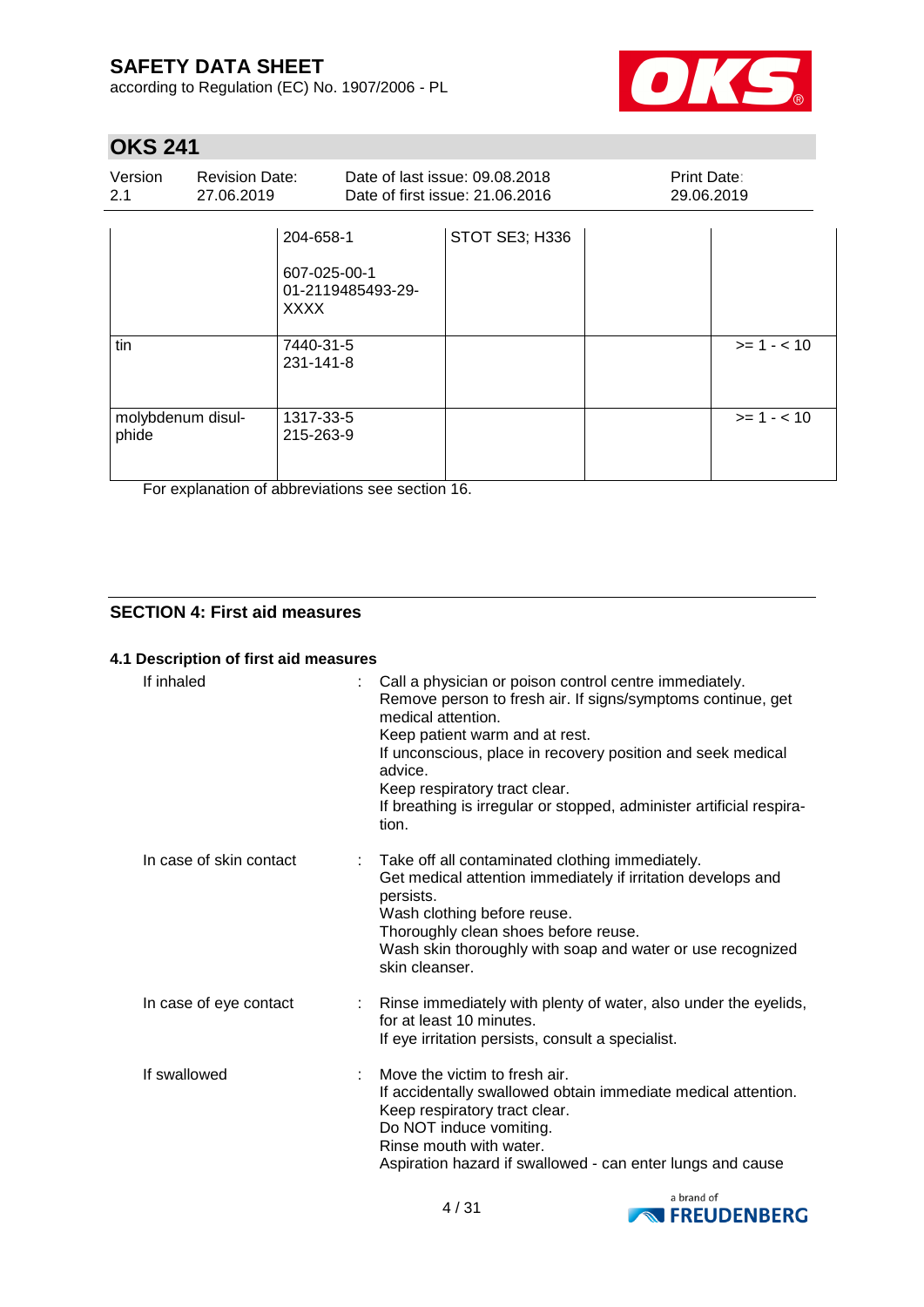| | | | | |
|---|---|---|---|---|
| | 204-658-1<br><br>607-025-00-1<br>01-2119485493-29-XXXX | STOT SE3; H336 | | |
| tin | 7440-31-5<br>231-141-8 | | | >= 1 - < 10 |
| molybdenum disul-phide | 1317-33-5<br>215-263-9 | | | >= 1 - < 10 |

For explanation of abbreviations see section 16.

## SECTION 4: First aid measures

### 4.1 Description of first aid measures

**If inhaled** : Call a physician or poison control centre immediately.
Remove person to fresh air. If signs/symptoms continue, get medical attention.
Keep patient warm and at rest.
If unconscious, place in recovery position and seek medical advice.
Keep respiratory tract clear.
If breathing is irregular or stopped, administer artificial respiration.

**In case of skin contact** : Take off all contaminated clothing immediately.
Get medical attention immediately if irritation develops and persists.
Wash clothing before reuse.
Thoroughly clean shoes before reuse.
Wash skin thoroughly with soap and water or use recognized skin cleanser.

**In case of eye contact** : Rinse immediately with plenty of water, also under the eyelids, for at least 10 minutes.
If eye irritation persists, consult a specialist.

**If swallowed** : Move the victim to fresh air.
If accidentally swallowed obtain immediate medical attention.
Keep respiratory tract clear.
Do NOT induce vomiting.
Rinse mouth with water.
Aspiration hazard if swallowed - can enter lungs and cause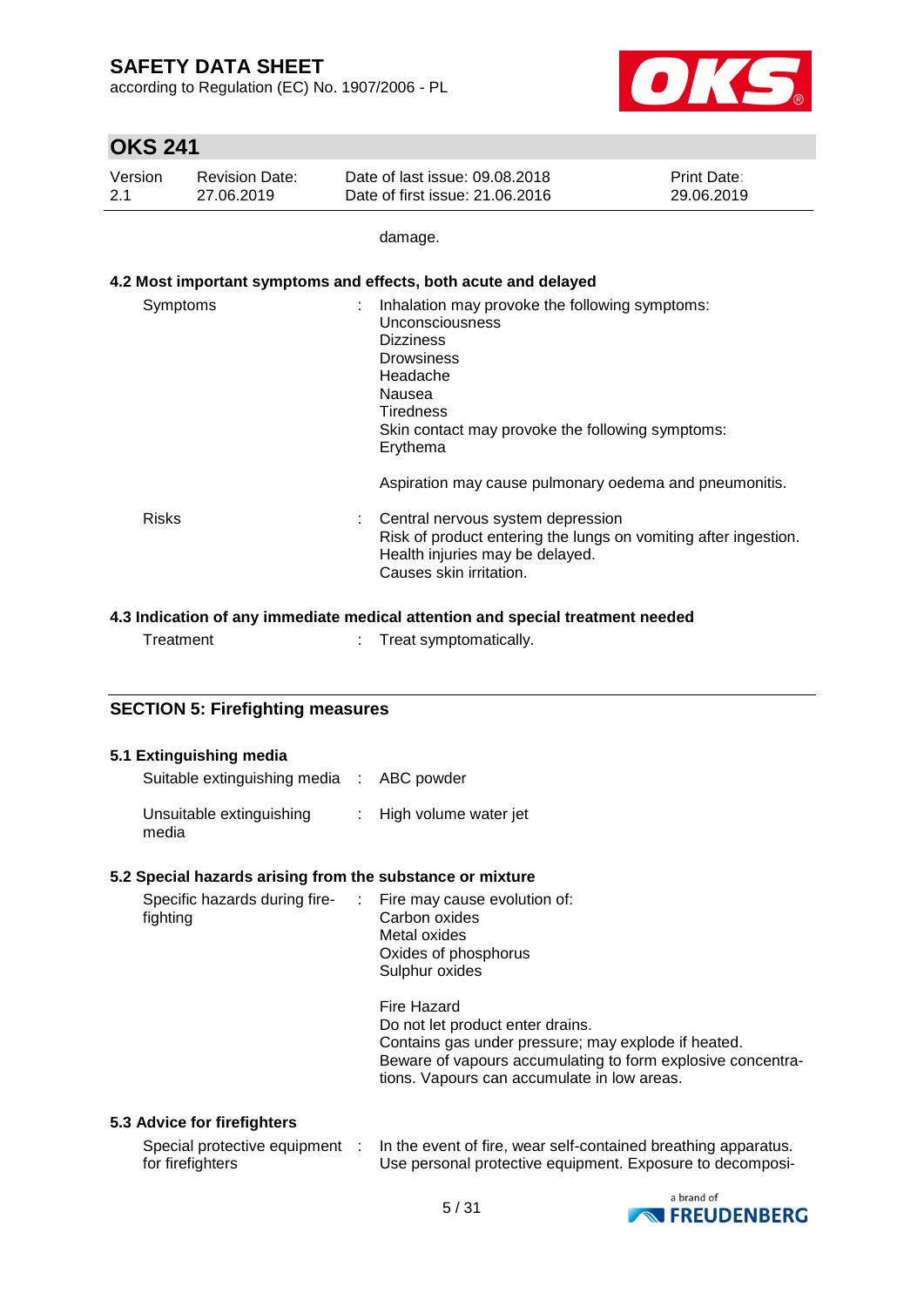damage.

### 4.2 Most important symptoms and effects, both acute and delayed

Symptoms : Inhalation may provoke the following symptoms:
Unconsciousness
Dizziness
Drowsiness
Headache
Nausea
Tiredness
Skin contact may provoke the following symptoms:
Erythema

Aspiration may cause pulmonary oedema and pneumonitis.

Risks : Central nervous system depression
Risk of product entering the lungs on vomiting after ingestion.
Health injuries may be delayed.
Causes skin irritation.

### 4.3 Indication of any immediate medical attention and special treatment needed

Treatment : Treat symptomatically.

## SECTION 5: Firefighting measures

### 5.1 Extinguishing media

Suitable extinguishing media : ABC powder

Unsuitable extinguishing media : High volume water jet

### 5.2 Special hazards arising from the substance or mixture

Specific hazards during firefighting : Fire may cause evolution of:
Carbon oxides
Metal oxides
Oxides of phosphorus
Sulphur oxides

Fire Hazard
Do not let product enter drains.
Contains gas under pressure; may explode if heated.
Beware of vapours accumulating to form explosive concentrations. Vapours can accumulate in low areas.

### 5.3 Advice for firefighters

Special protective equipment for firefighters : In the event of fire, wear self-contained breathing apparatus.
Use personal protective equipment. Exposure to decomposi-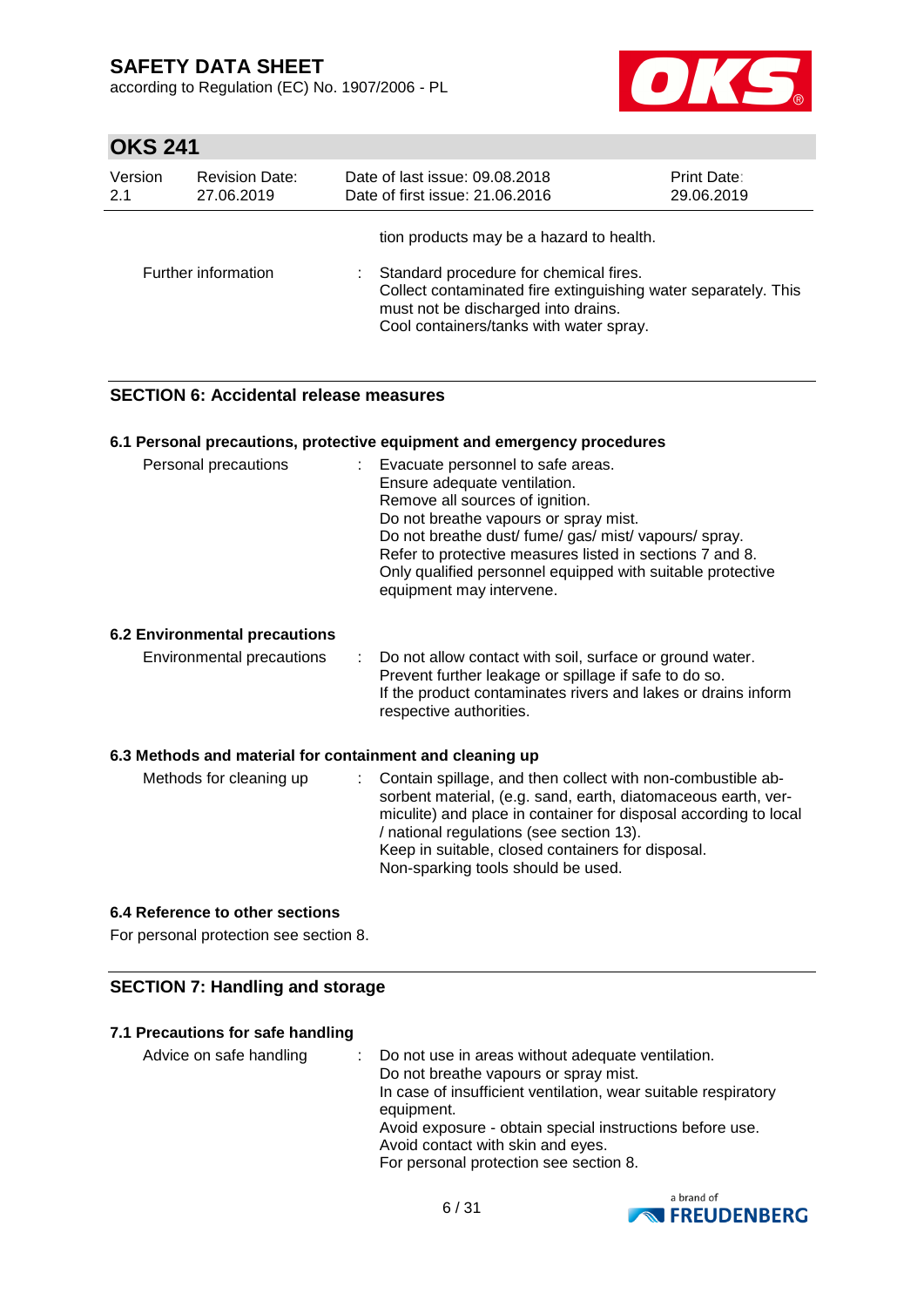tion products may be a hazard to health.

| | | |
|---|---|---|
| Further information | : | Standard procedure for chemical fires.<br>Collect contaminated fire extinguishing water separately. This must not be discharged into drains.<br>Cool containers/tanks with water spray. |

## SECTION 6: Accidental release measures

### 6.1 Personal precautions, protective equipment and emergency procedures

| | | |
|---|---|---|
| Personal precautions | : | Evacuate personnel to safe areas.<br>Ensure adequate ventilation.<br>Remove all sources of ignition.<br>Do not breathe vapours or spray mist.<br>Do not breathe dust/ fume/ gas/ mist/ vapours/ spray.<br>Refer to protective measures listed in sections 7 and 8.<br>Only qualified personnel equipped with suitable protective equipment may intervene. |

### 6.2 Environmental precautions

| | | |
|---|---|---|
| Environmental precautions | : | Do not allow contact with soil, surface or ground water.<br>Prevent further leakage or spillage if safe to do so.<br>If the product contaminates rivers and lakes or drains inform respective authorities. |

### 6.3 Methods and material for containment and cleaning up

| | | |
|---|---|---|
| Methods for cleaning up | : | Contain spillage, and then collect with non-combustible absorbent material, (e.g. sand, earth, diatomaceous earth, vermiculite) and place in container for disposal according to local / national regulations (see section 13).<br>Keep in suitable, closed containers for disposal.<br>Non-sparking tools should be used. |

### 6.4 Reference to other sections

For personal protection see section 8.

## SECTION 7: Handling and storage

### 7.1 Precautions for safe handling

| | | |
|---|---|---|
| Advice on safe handling | : | Do not use in areas without adequate ventilation.<br>Do not breathe vapours or spray mist.<br>In case of insufficient ventilation, wear suitable respiratory equipment.<br>Avoid exposure - obtain special instructions before use.<br>Avoid contact with skin and eyes.<br>For personal protection see section 8. |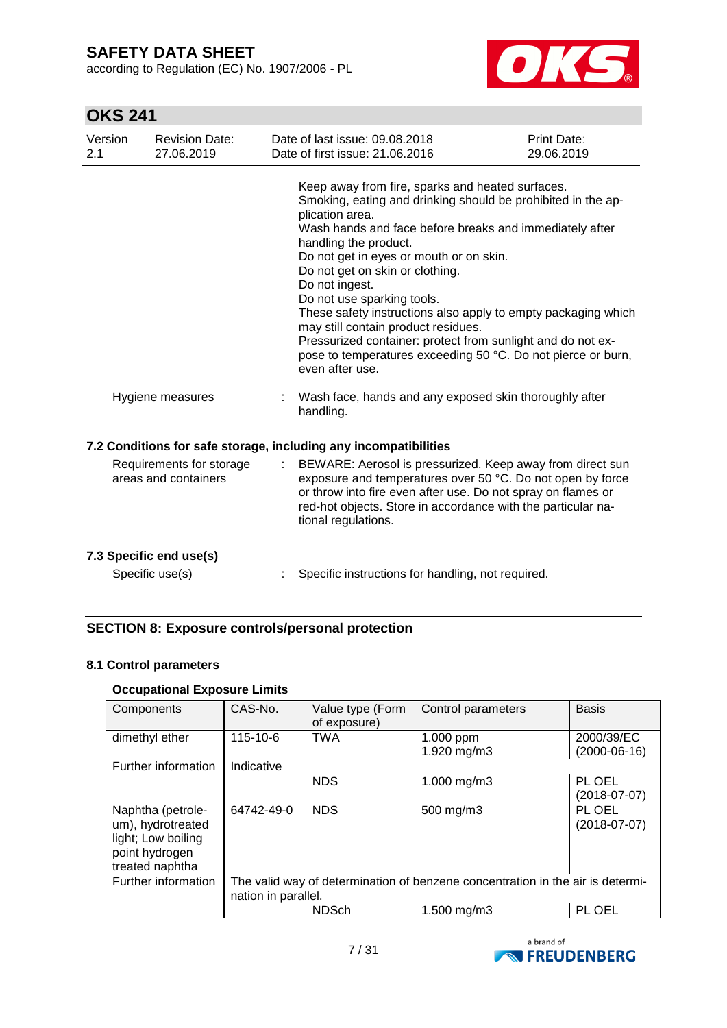Keep away from fire, sparks and heated surfaces.
Smoking, eating and drinking should be prohibited in the application area.
Wash hands and face before breaks and immediately after handling the product.
Do not get in eyes or mouth or on skin.
Do not get on skin or clothing.
Do not ingest.
Do not use sparking tools.
These safety instructions also apply to empty packaging which may still contain product residues.
Pressurized container: protect from sunlight and do not expose to temperatures exceeding 50 °C. Do not pierce or burn, even after use.

Hygiene measures : Wash face, hands and any exposed skin thoroughly after handling.

### 7.2 Conditions for safe storage, including any incompatibilities

Requirements for storage areas and containers : BEWARE: Aerosol is pressurized. Keep away from direct sun exposure and temperatures over 50 °C. Do not open by force or throw into fire even after use. Do not spray on flames or red-hot objects. Store in accordance with the particular national regulations.

### 7.3 Specific end use(s)

Specific use(s) : Specific instructions for handling, not required.

## SECTION 8: Exposure controls/personal protection

### 8.1 Control parameters

**Occupational Exposure Limits**

| Components | CAS-No. | Value type (Form of exposure) | Control parameters | Basis |
|---|---|---|---|---|
| dimethyl ether | 115-10-6 | TWA | 1.000 ppm<br>1.920 mg/m3 | 2000/39/EC (2000-06-16) |
| Further information | Indicative | | | |
| | | NDS | 1.000 mg/m3 | PL OEL (2018-07-07) |
| Naphtha (petroleum), hydrotreated light; Low boiling point hydrogen treated naphtha | 64742-49-0 | NDS | 500 mg/m3 | PL OEL (2018-07-07) |
| Further information | The valid way of determination of benzene concentration in the air is determination in parallel. | | | |
| | | NDSch | 1.500 mg/m3 | PL OEL |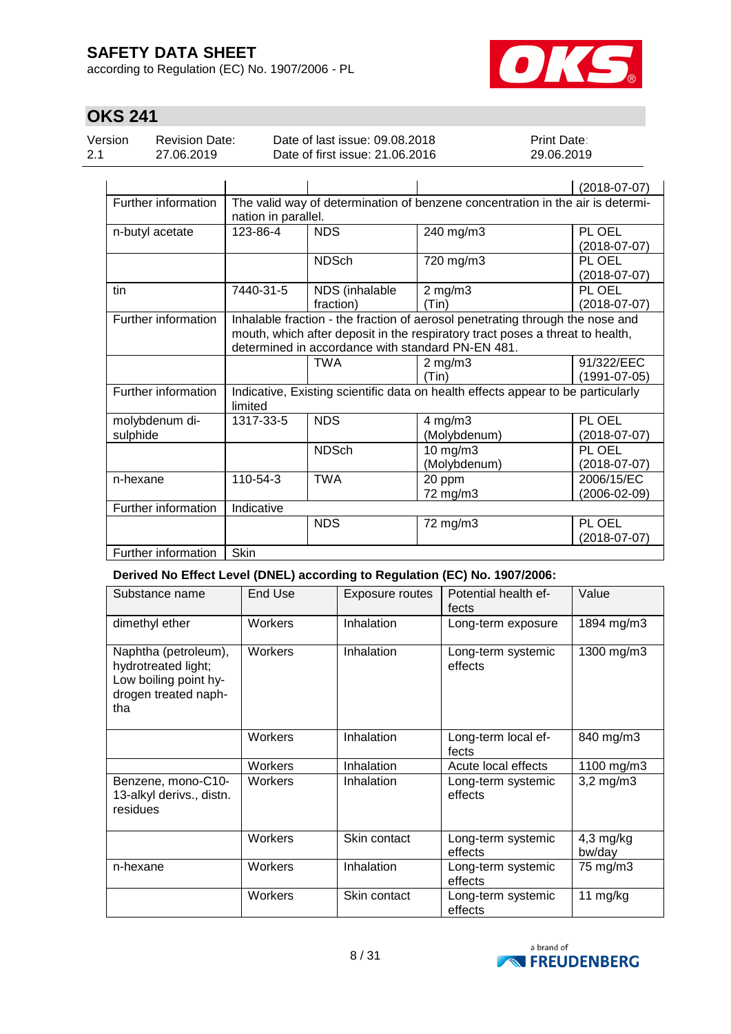| | | | | |
|---|---|---|---|---|
| | | | | (2018-07-07) |
| Further information | The valid way of determination of benzene concentration in the air is determination in parallel. | | | |
| n-butyl acetate | 123-86-4 | NDS | 240 mg/m3 | PL OEL (2018-07-07) |
| | | NDSch | 720 mg/m3 | PL OEL (2018-07-07) |
| tin | 7440-31-5 | NDS (inhalable fraction) | 2 mg/m3 (Tin) | PL OEL (2018-07-07) |
| Further information | Inhalable fraction - the fraction of aerosol penetrating through the nose and mouth, which after deposit in the respiratory tract poses a threat to health, determined in accordance with standard PN-EN 481. | | | |
| | | TWA | 2 mg/m3 (Tin) | 91/322/EEC (1991-07-05) |
| Further information | Indicative, Existing scientific data on health effects appear to be particularly limited | | | |
| molybdenum disulphide | 1317-33-5 | NDS | 4 mg/m3 (Molybdenum) | PL OEL (2018-07-07) |
| | | NDSch | 10 mg/m3 (Molybdenum) | PL OEL (2018-07-07) |
| n-hexane | 110-54-3 | TWA | 20 ppm 72 mg/m3 | 2006/15/EC (2006-02-09) |
| Further information | Indicative | | | |
| | | NDS | 72 mg/m3 | PL OEL (2018-07-07) |
| Further information | Skin | | | |

**Derived No Effect Level (DNEL) according to Regulation (EC) No. 1907/2006:**

| Substance name | End Use | Exposure routes | Potential health effects | Value |
|---|---|---|---|---|
| dimethyl ether | Workers | Inhalation | Long-term exposure | 1894 mg/m3 |
| Naphtha (petroleum), hydrotreated light; Low boiling point hydrogen treated naphtha | Workers | Inhalation | Long-term systemic effects | 1300 mg/m3 |
| | Workers | Inhalation | Long-term local effects | 840 mg/m3 |
| | Workers | Inhalation | Acute local effects | 1100 mg/m3 |
| Benzene, mono-C10-13-alkyl derivs., distn. residues | Workers | Inhalation | Long-term systemic effects | 3,2 mg/m3 |
| | Workers | Skin contact | Long-term systemic effects | 4,3 mg/kg bw/day |
| n-hexane | Workers | Inhalation | Long-term systemic effects | 75 mg/m3 |
| | Workers | Skin contact | Long-term systemic effects | 11 mg/kg |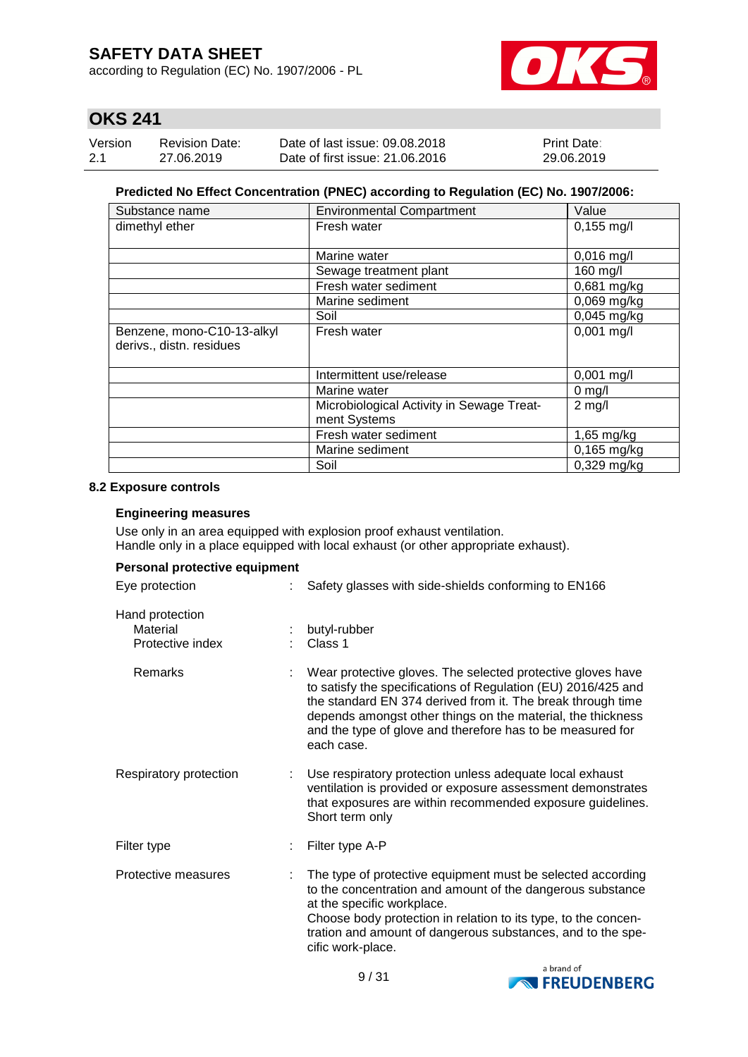**Predicted No Effect Concentration (PNEC) according to Regulation (EC) No. 1907/2006:**

| Substance name | Environmental Compartment | Value |
|---|---|---|
| dimethyl ether | Fresh water | 0,155 mg/l |
| | Marine water | 0,016 mg/l |
| | Sewage treatment plant | 160 mg/l |
| | Fresh water sediment | 0,681 mg/kg |
| | Marine sediment | 0,069 mg/kg |
| | Soil | 0,045 mg/kg |
| Benzene, mono-C10-13-alkyl derivs., distn. residues | Fresh water | 0,001 mg/l |
| | Intermittent use/release | 0,001 mg/l |
| | Marine water | 0 mg/l |
| | Microbiological Activity in Sewage Treatment Systems | 2 mg/l |
| | Fresh water sediment | 1,65 mg/kg |
| | Marine sediment | 0,165 mg/kg |
| | Soil | 0,329 mg/kg |

## 8.2 Exposure controls

### Engineering measures

Use only in an area equipped with explosion proof exhaust ventilation.
Handle only in a place equipped with local exhaust (or other appropriate exhaust).

### Personal protective equipment

Eye protection : Safety glasses with side-shields conforming to EN166

Hand protection
- Material : butyl-rubber
- Protective index : Class 1
- Remarks : Wear protective gloves. The selected protective gloves have to satisfy the specifications of Regulation (EU) 2016/425 and the standard EN 374 derived from it. The break through time depends amongst other things on the material, the thickness and the type of glove and therefore has to be measured for each case.

Respiratory protection : Use respiratory protection unless adequate local exhaust ventilation is provided or exposure assessment demonstrates that exposures are within recommended exposure guidelines. Short term only

Filter type : Filter type A-P

Protective measures : The type of protective equipment must be selected according to the concentration and amount of the dangerous substance at the specific workplace.
Choose body protection in relation to its type, to the concentration and amount of dangerous substances, and to the specific work-place.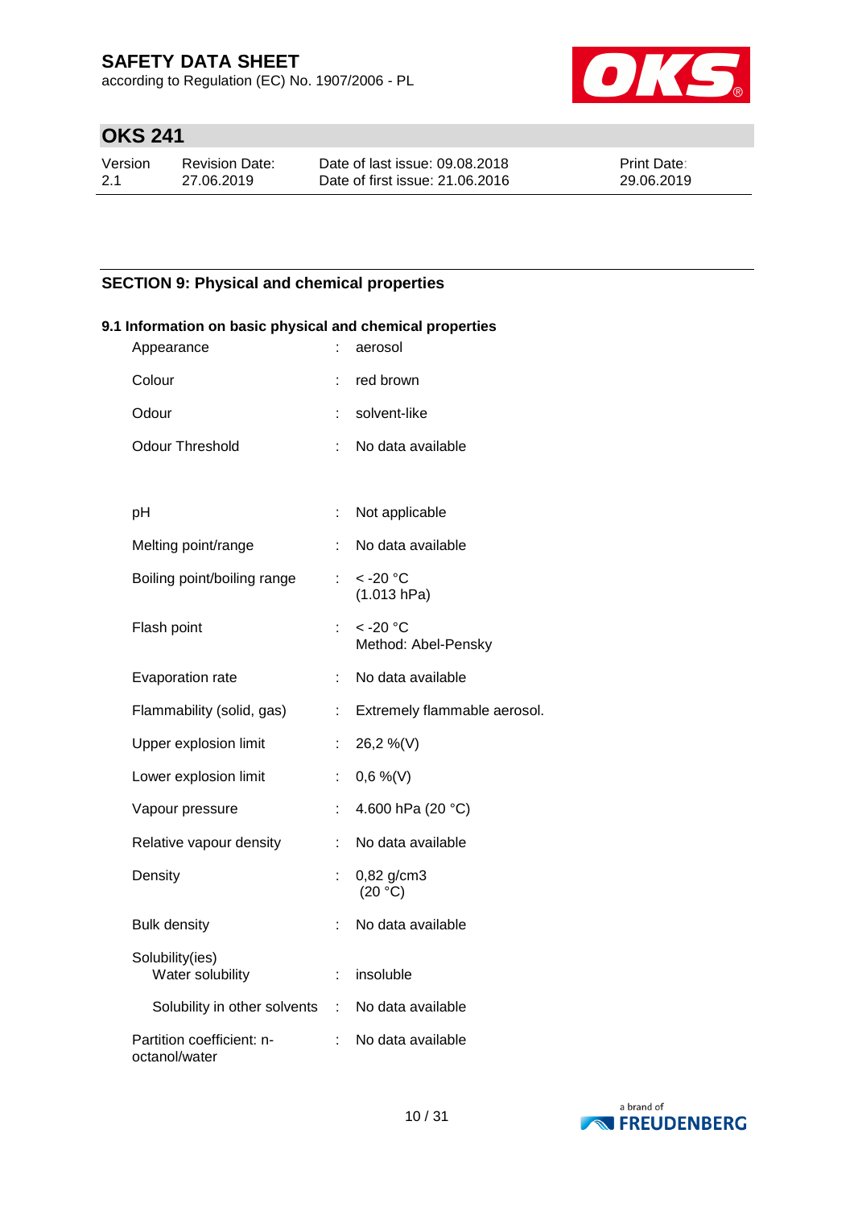## SECTION 9: Physical and chemical properties

### 9.1 Information on basic physical and chemical properties

| Property | | Value |
|---|---|---|
| Appearance | : | aerosol |
| Colour | : | red brown |
| Odour | : | solvent-like |
| Odour Threshold | : | No data available |
| pH | : | Not applicable |
| Melting point/range | : | No data available |
| Boiling point/boiling range | : | < -20 °C (1.013 hPa) |
| Flash point | : | < -20 °C Method: Abel-Pensky |
| Evaporation rate | : | No data available |
| Flammability (solid, gas) | : | Extremely flammable aerosol. |
| Upper explosion limit | : | 26,2 %(V) |
| Lower explosion limit | : | 0,6 %(V) |
| Vapour pressure | : | 4.600 hPa (20 °C) |
| Relative vapour density | : | No data available |
| Density | : | 0,82 g/cm3 (20 °C) |
| Bulk density | : | No data available |
| Solubility(ies) | | |
| Water solubility | : | insoluble |
| Solubility in other solvents | : | No data available |
| Partition coefficient: n-octanol/water | : | No data available |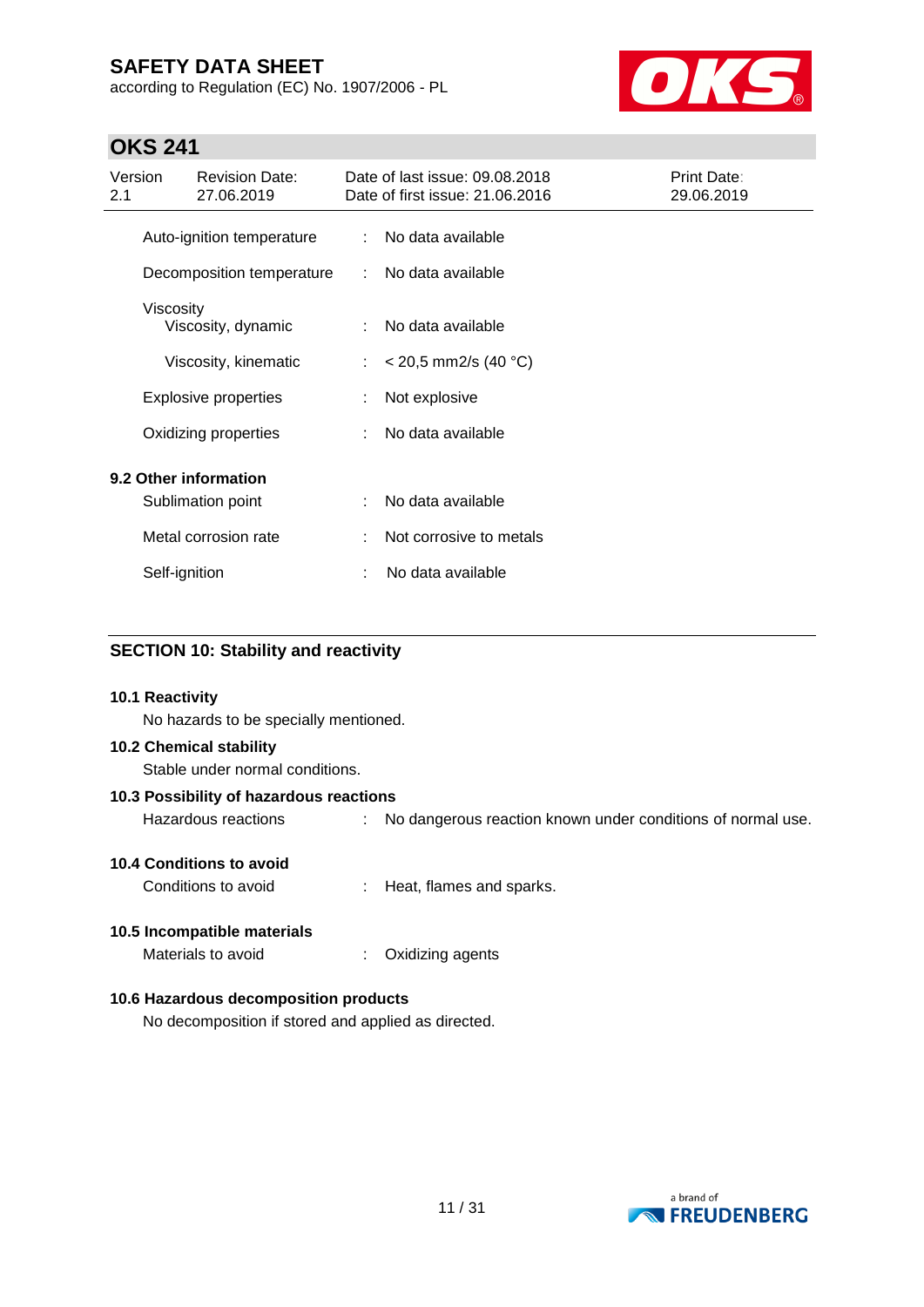| | | |
|---|---|---|
| Auto-ignition temperature | : | No data available |
| Decomposition temperature | : | No data available |
| Viscosity | | |
| Viscosity, dynamic | : | No data available |
| Viscosity, kinematic | : | < 20,5 mm2/s (40 °C) |
| Explosive properties | : | Not explosive |
| Oxidizing properties | : | No data available |

**9.2 Other information**

| | | |
|---|---|---|
| Sublimation point | : | No data available |
| Metal corrosion rate | : | Not corrosive to metals |
| Self-ignition | : | No data available |

## SECTION 10: Stability and reactivity

**10.1 Reactivity**

No hazards to be specially mentioned.

**10.2 Chemical stability**

Stable under normal conditions.

**10.3 Possibility of hazardous reactions**

Hazardous reactions : No dangerous reaction known under conditions of normal use.

**10.4 Conditions to avoid**

Conditions to avoid : Heat, flames and sparks.

**10.5 Incompatible materials**

Materials to avoid : Oxidizing agents

**10.6 Hazardous decomposition products**

No decomposition if stored and applied as directed.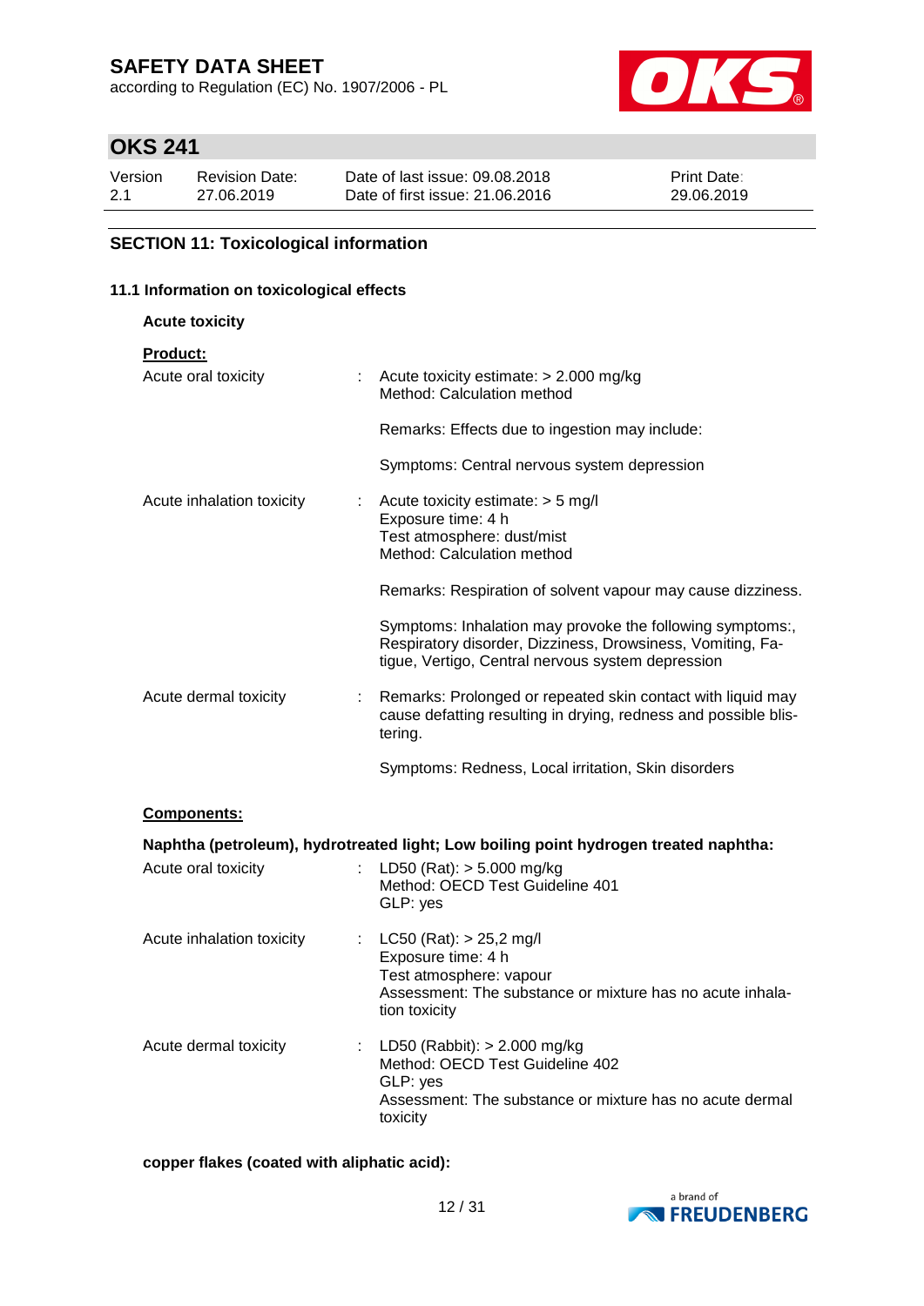## SECTION 11: Toxicological information

### 11.1 Information on toxicological effects

**Acute toxicity**

**Product:**

| | | |
|---|---|---|
| Acute oral toxicity | : | Acute toxicity estimate: > 2.000 mg/kg<br>Method: Calculation method<br><br>Remarks: Effects due to ingestion may include:<br><br>Symptoms: Central nervous system depression |
| Acute inhalation toxicity | : | Acute toxicity estimate: > 5 mg/l<br>Exposure time: 4 h<br>Test atmosphere: dust/mist<br>Method: Calculation method<br><br>Remarks: Respiration of solvent vapour may cause dizziness.<br><br>Symptoms: Inhalation may provoke the following symptoms:, Respiratory disorder, Dizziness, Drowsiness, Vomiting, Fatigue, Vertigo, Central nervous system depression |
| Acute dermal toxicity | : | Remarks: Prolonged or repeated skin contact with liquid may cause defatting resulting in drying, redness and possible blistering.<br><br>Symptoms: Redness, Local irritation, Skin disorders |

**Components:**

**Naphtha (petroleum), hydrotreated light; Low boiling point hydrogen treated naphtha:**

| | | |
|---|---|---|
| Acute oral toxicity | : | LD50 (Rat): > 5.000 mg/kg<br>Method: OECD Test Guideline 401<br>GLP: yes |
| Acute inhalation toxicity | : | LC50 (Rat): > 25,2 mg/l<br>Exposure time: 4 h<br>Test atmosphere: vapour<br>Assessment: The substance or mixture has no acute inhalation toxicity |
| Acute dermal toxicity | : | LD50 (Rabbit): > 2.000 mg/kg<br>Method: OECD Test Guideline 402<br>GLP: yes<br>Assessment: The substance or mixture has no acute dermal toxicity |

**copper flakes (coated with aliphatic acid):**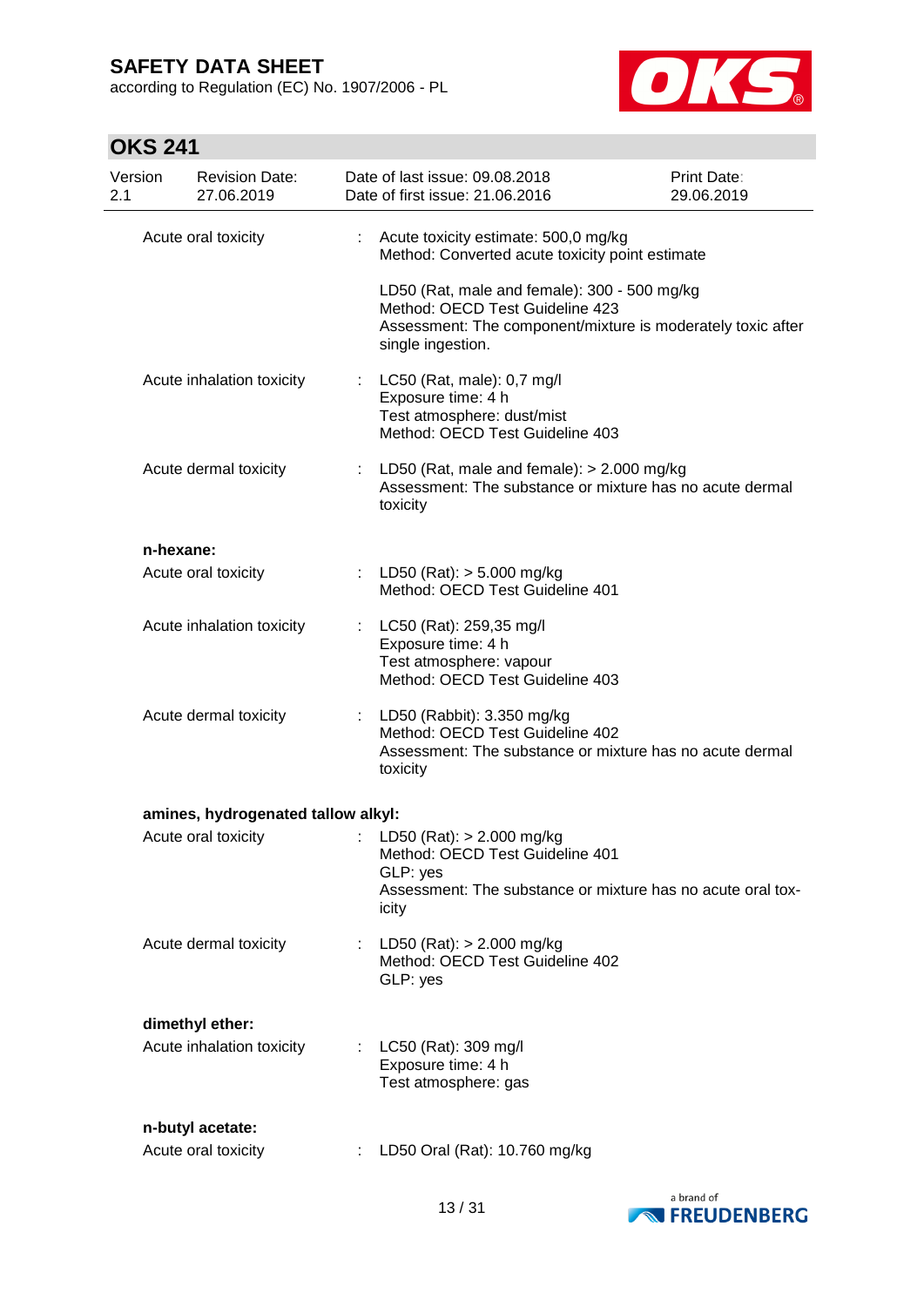| | | |
|---|---|---|
| Acute oral toxicity | : | Acute toxicity estimate: 500,0 mg/kg<br>Method: Converted acute toxicity point estimate<br><br>LD50 (Rat, male and female): 300 - 500 mg/kg<br>Method: OECD Test Guideline 423<br>Assessment: The component/mixture is moderately toxic after single ingestion. |
| Acute inhalation toxicity | : | LC50 (Rat, male): 0,7 mg/l<br>Exposure time: 4 h<br>Test atmosphere: dust/mist<br>Method: OECD Test Guideline 403 |
| Acute dermal toxicity | : | LD50 (Rat, male and female): > 2.000 mg/kg<br>Assessment: The substance or mixture has no acute dermal toxicity |

**n-hexane:**

| | | |
|---|---|---|
| Acute oral toxicity | : | LD50 (Rat): > 5.000 mg/kg<br>Method: OECD Test Guideline 401 |
| Acute inhalation toxicity | : | LC50 (Rat): 259,35 mg/l<br>Exposure time: 4 h<br>Test atmosphere: vapour<br>Method: OECD Test Guideline 403 |
| Acute dermal toxicity | : | LD50 (Rabbit): 3.350 mg/kg<br>Method: OECD Test Guideline 402<br>Assessment: The substance or mixture has no acute dermal toxicity |

**amines, hydrogenated tallow alkyl:**

| | | |
|---|---|---|
| Acute oral toxicity | : | LD50 (Rat): > 2.000 mg/kg<br>Method: OECD Test Guideline 401<br>GLP: yes<br>Assessment: The substance or mixture has no acute oral toxicity |
| Acute dermal toxicity | : | LD50 (Rat): > 2.000 mg/kg<br>Method: OECD Test Guideline 402<br>GLP: yes |

**dimethyl ether:**

| | | |
|---|---|---|
| Acute inhalation toxicity | : | LC50 (Rat): 309 mg/l<br>Exposure time: 4 h<br>Test atmosphere: gas |

**n-butyl acetate:**

| | | |
|---|---|---|
| Acute oral toxicity | : | LD50 Oral (Rat): 10.760 mg/kg |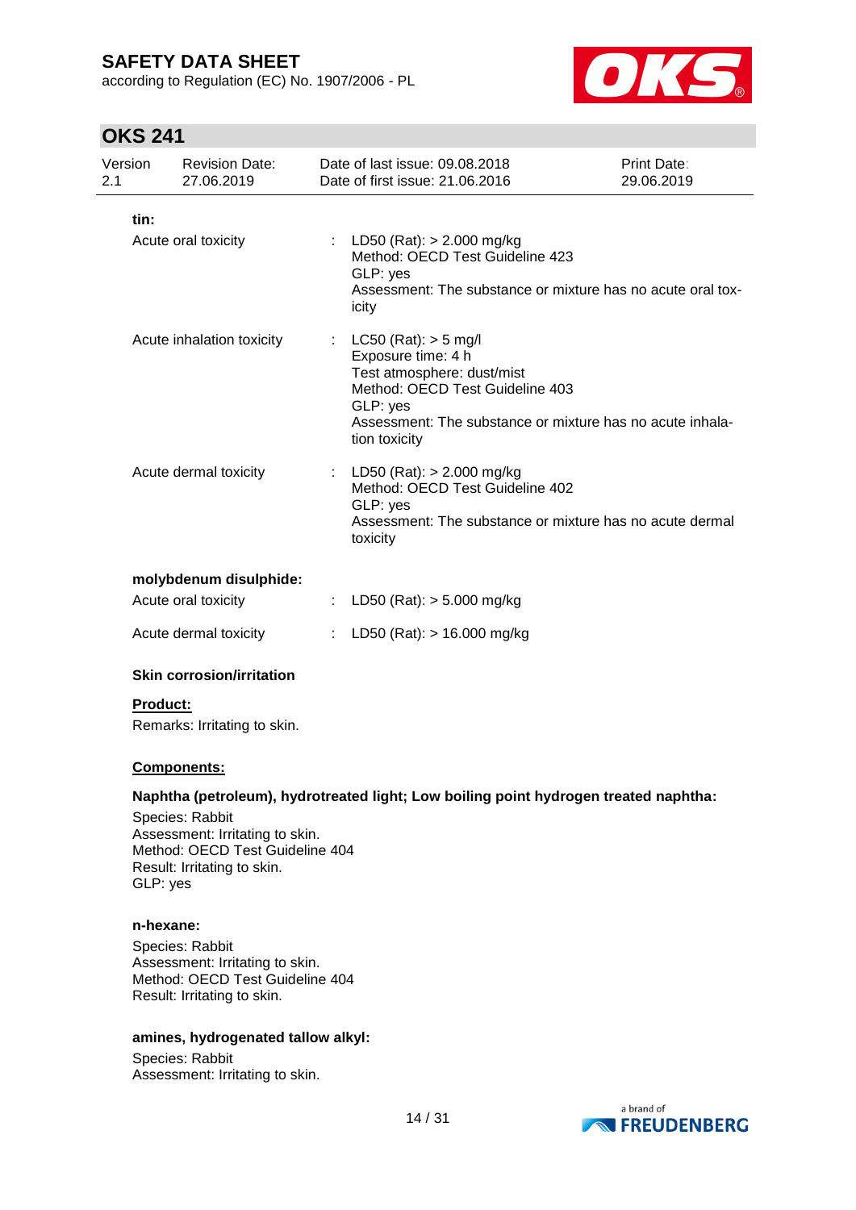**tin:**

Acute oral toxicity : LD50 (Rat): > 2.000 mg/kg
Method: OECD Test Guideline 423
GLP: yes
Assessment: The substance or mixture has no acute oral toxicity

Acute inhalation toxicity : LC50 (Rat): > 5 mg/l
Exposure time: 4 h
Test atmosphere: dust/mist
Method: OECD Test Guideline 403
GLP: yes
Assessment: The substance or mixture has no acute inhalation toxicity

Acute dermal toxicity : LD50 (Rat): > 2.000 mg/kg
Method: OECD Test Guideline 402
GLP: yes
Assessment: The substance or mixture has no acute dermal toxicity

**molybdenum disulphide:**

Acute oral toxicity : LD50 (Rat): > 5.000 mg/kg

Acute dermal toxicity : LD50 (Rat): > 16.000 mg/kg

**Skin corrosion/irritation**

**Product:**

Remarks: Irritating to skin.

**Components:**

**Naphtha (petroleum), hydrotreated light; Low boiling point hydrogen treated naphtha:**

Species: Rabbit
Assessment: Irritating to skin.
Method: OECD Test Guideline 404
Result: Irritating to skin.
GLP: yes

**n-hexane:**

Species: Rabbit
Assessment: Irritating to skin.
Method: OECD Test Guideline 404
Result: Irritating to skin.

**amines, hydrogenated tallow alkyl:**

Species: Rabbit
Assessment: Irritating to skin.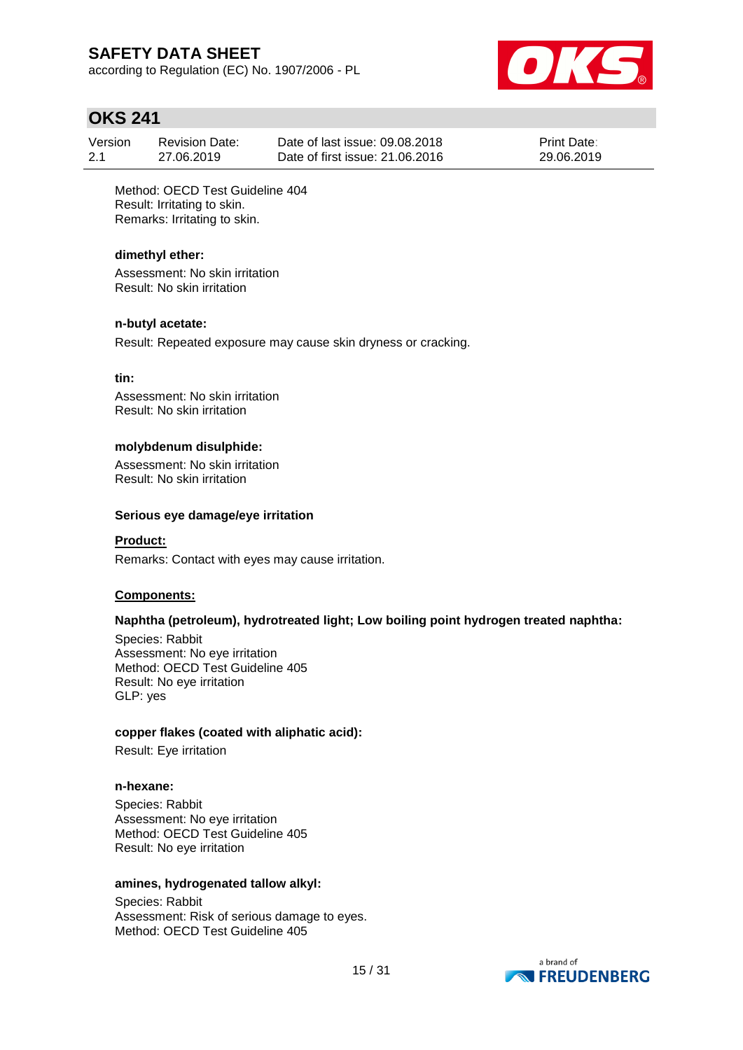Method: OECD Test Guideline 404
Result: Irritating to skin.
Remarks: Irritating to skin.

**dimethyl ether:**

Assessment: No skin irritation
Result: No skin irritation

**n-butyl acetate:**

Result: Repeated exposure may cause skin dryness or cracking.

**tin:**

Assessment: No skin irritation
Result: No skin irritation

**molybdenum disulphide:**

Assessment: No skin irritation
Result: No skin irritation

**Serious eye damage/eye irritation**

**Product:**

Remarks: Contact with eyes may cause irritation.

**Components:**

**Naphtha (petroleum), hydrotreated light; Low boiling point hydrogen treated naphtha:**

Species: Rabbit
Assessment: No eye irritation
Method: OECD Test Guideline 405
Result: No eye irritation
GLP: yes

**copper flakes (coated with aliphatic acid):**

Result: Eye irritation

**n-hexane:**

Species: Rabbit
Assessment: No eye irritation
Method: OECD Test Guideline 405
Result: No eye irritation

**amines, hydrogenated tallow alkyl:**

Species: Rabbit
Assessment: Risk of serious damage to eyes.
Method: OECD Test Guideline 405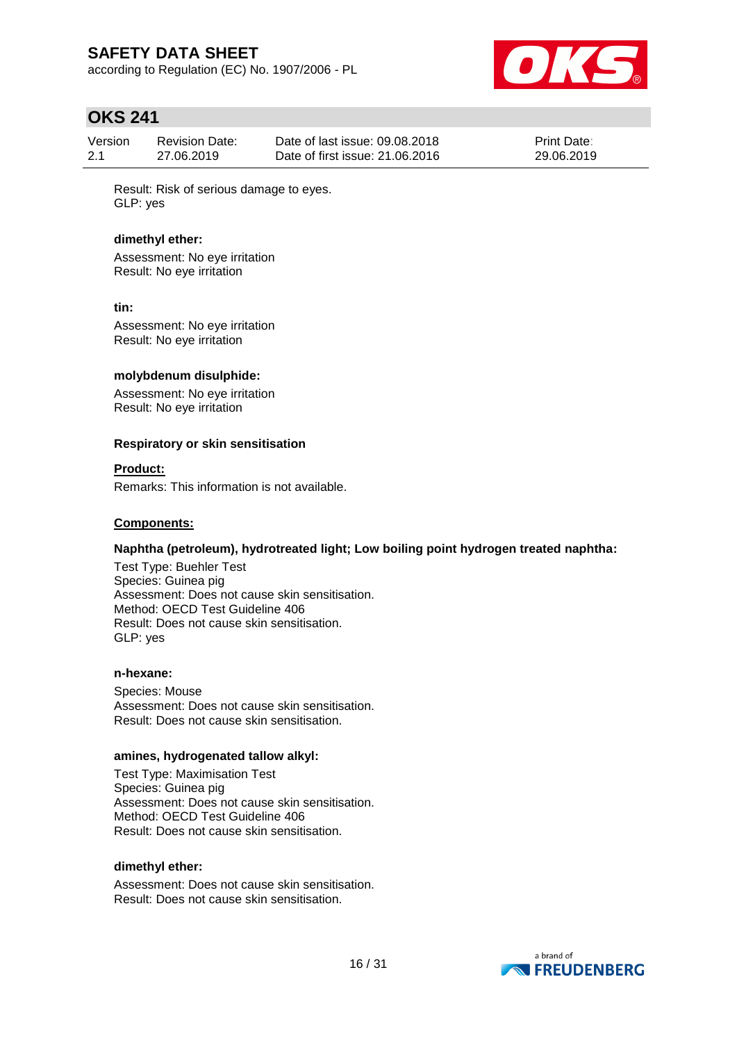Result: Risk of serious damage to eyes.
GLP: yes

**dimethyl ether:**

Assessment: No eye irritation
Result: No eye irritation

**tin:**

Assessment: No eye irritation
Result: No eye irritation

**molybdenum disulphide:**

Assessment: No eye irritation
Result: No eye irritation

**Respiratory or skin sensitisation**

**Product:**

Remarks: This information is not available.

**Components:**

**Naphtha (petroleum), hydrotreated light; Low boiling point hydrogen treated naphtha:**

Test Type: Buehler Test
Species: Guinea pig
Assessment: Does not cause skin sensitisation.
Method: OECD Test Guideline 406
Result: Does not cause skin sensitisation.
GLP: yes

**n-hexane:**

Species: Mouse
Assessment: Does not cause skin sensitisation.
Result: Does not cause skin sensitisation.

**amines, hydrogenated tallow alkyl:**

Test Type: Maximisation Test
Species: Guinea pig
Assessment: Does not cause skin sensitisation.
Method: OECD Test Guideline 406
Result: Does not cause skin sensitisation.

**dimethyl ether:**

Assessment: Does not cause skin sensitisation.
Result: Does not cause skin sensitisation.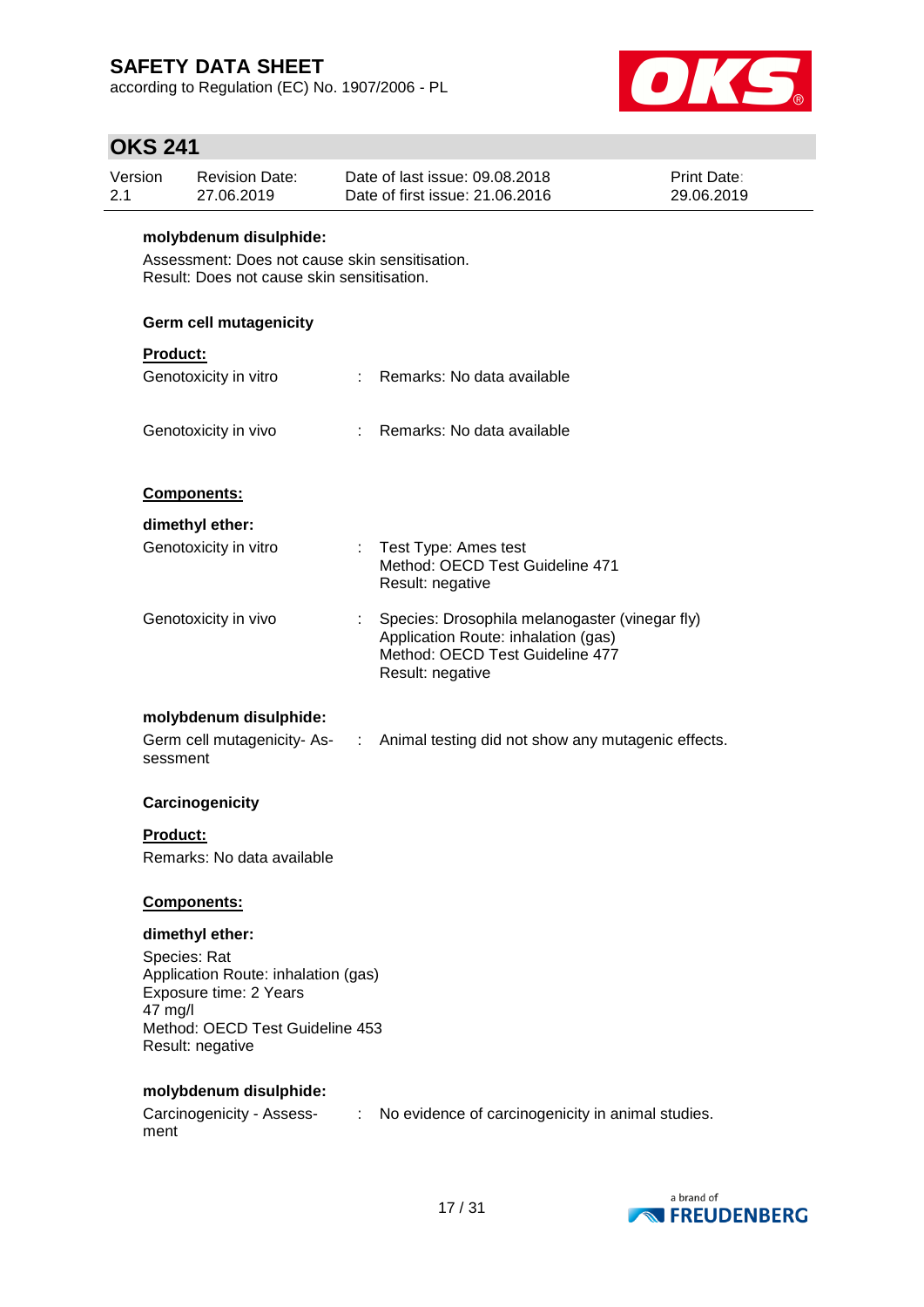**molybdenum disulphide:**

Assessment: Does not cause skin sensitisation.
Result: Does not cause skin sensitisation.

**Germ cell mutagenicity**

**Product:**

Genotoxicity in vitro : Remarks: No data available

Genotoxicity in vivo : Remarks: No data available

**Components:**

**dimethyl ether:**

Genotoxicity in vitro : Test Type: Ames test
Method: OECD Test Guideline 471
Result: negative

Genotoxicity in vivo : Species: Drosophila melanogaster (vinegar fly)
Application Route: inhalation (gas)
Method: OECD Test Guideline 477
Result: negative

**molybdenum disulphide:**

Germ cell mutagenicity- Assessment : Animal testing did not show any mutagenic effects.

**Carcinogenicity**

**Product:**

Remarks: No data available

**Components:**

**dimethyl ether:**

Species: Rat
Application Route: inhalation (gas)
Exposure time: 2 Years
47 mg/l
Method: OECD Test Guideline 453
Result: negative

**molybdenum disulphide:**

Carcinogenicity - Assessment : No evidence of carcinogenicity in animal studies.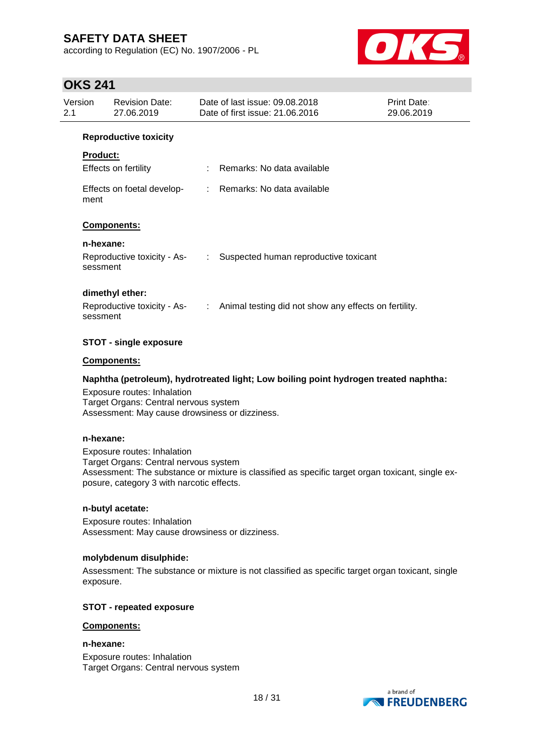**Reproductive toxicity**

**Product:**

| | | |
|---|---|---|
| Effects on fertility | : | Remarks: No data available |
| Effects on foetal development | : | Remarks: No data available |

**Components:**

**n-hexane:**

| | | |
|---|---|---|
| Reproductive toxicity - Assessment | : | Suspected human reproductive toxicant |

**dimethyl ether:**

| | | |
|---|---|---|
| Reproductive toxicity - Assessment | : | Animal testing did not show any effects on fertility. |

**STOT - single exposure**

**Components:**

**Naphtha (petroleum), hydrotreated light; Low boiling point hydrogen treated naphtha:**

Exposure routes: Inhalation
Target Organs: Central nervous system
Assessment: May cause drowsiness or dizziness.

**n-hexane:**

Exposure routes: Inhalation
Target Organs: Central nervous system
Assessment: The substance or mixture is classified as specific target organ toxicant, single exposure, category 3 with narcotic effects.

**n-butyl acetate:**

Exposure routes: Inhalation
Assessment: May cause drowsiness or dizziness.

**molybdenum disulphide:**

Assessment: The substance or mixture is not classified as specific target organ toxicant, single exposure.

**STOT - repeated exposure**

**Components:**

**n-hexane:**

Exposure routes: Inhalation
Target Organs: Central nervous system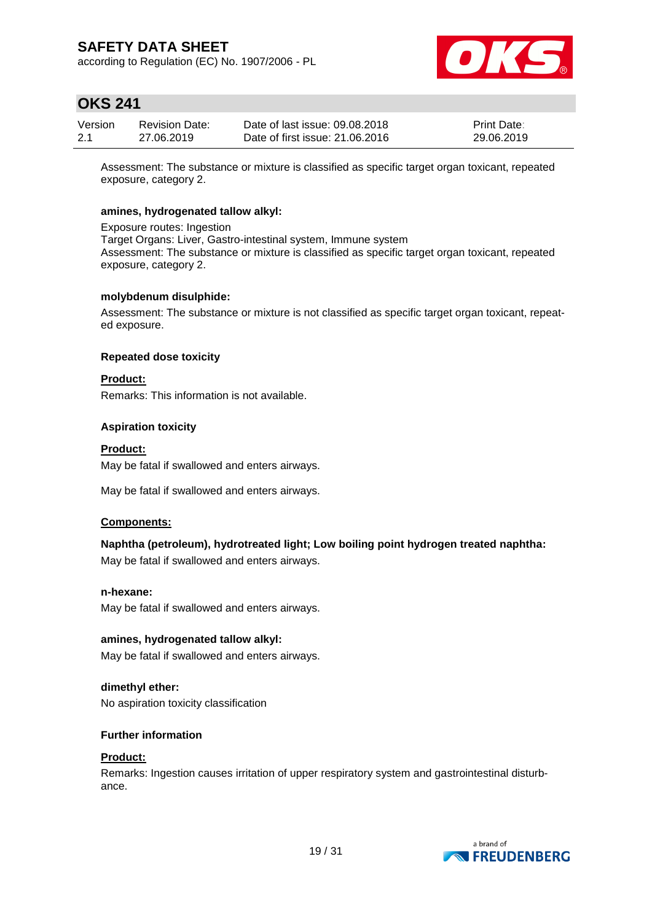Assessment: The substance or mixture is classified as specific target organ toxicant, repeated exposure, category 2.

**amines, hydrogenated tallow alkyl:**

Exposure routes: Ingestion
Target Organs: Liver, Gastro-intestinal system, Immune system
Assessment: The substance or mixture is classified as specific target organ toxicant, repeated exposure, category 2.

**molybdenum disulphide:**

Assessment: The substance or mixture is not classified as specific target organ toxicant, repeated exposure.

**Repeated dose toxicity**

**Product:**

Remarks: This information is not available.

**Aspiration toxicity**

**Product:**

May be fatal if swallowed and enters airways.

May be fatal if swallowed and enters airways.

**Components:**

**Naphtha (petroleum), hydrotreated light; Low boiling point hydrogen treated naphtha:**

May be fatal if swallowed and enters airways.

**n-hexane:**

May be fatal if swallowed and enters airways.

**amines, hydrogenated tallow alkyl:**

May be fatal if swallowed and enters airways.

**dimethyl ether:**

No aspiration toxicity classification

**Further information**

**Product:**

Remarks: Ingestion causes irritation of upper respiratory system and gastrointestinal disturbance.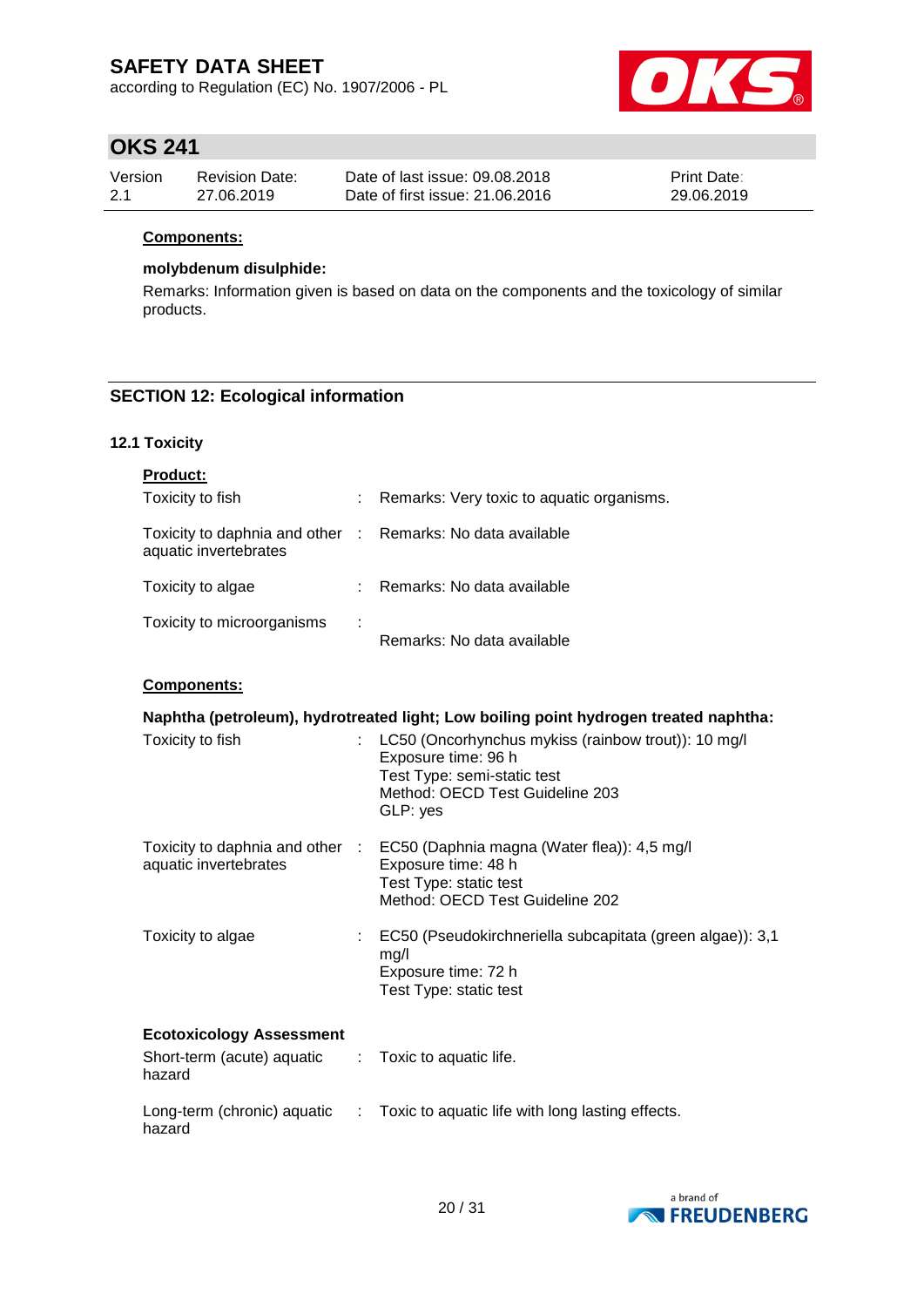**Components:**

**molybdenum disulphide:**

Remarks: Information given is based on data on the components and the toxicology of similar products.

## SECTION 12: Ecological information

### 12.1 Toxicity

**Product:**

| | | |
|---|---|---|
| Toxicity to fish | : | Remarks: Very toxic to aquatic organisms. |
| Toxicity to daphnia and other aquatic invertebrates | : | Remarks: No data available |
| Toxicity to algae | : | Remarks: No data available |
| Toxicity to microorganisms | : | Remarks: No data available |

**Components:**

**Naphtha (petroleum), hydrotreated light; Low boiling point hydrogen treated naphtha:**

| | | |
|---|---|---|
| Toxicity to fish | : | LC50 (Oncorhynchus mykiss (rainbow trout)): 10 mg/l<br>Exposure time: 96 h<br>Test Type: semi-static test<br>Method: OECD Test Guideline 203<br>GLP: yes |
| Toxicity to daphnia and other aquatic invertebrates | : | EC50 (Daphnia magna (Water flea)): 4,5 mg/l<br>Exposure time: 48 h<br>Test Type: static test<br>Method: OECD Test Guideline 202 |
| Toxicity to algae | : | EC50 (Pseudokirchneriella subcapitata (green algae)): 3,1 mg/l<br>Exposure time: 72 h<br>Test Type: static test |

**Ecotoxicology Assessment**

| | | |
|---|---|---|
| Short-term (acute) aquatic hazard | : | Toxic to aquatic life. |
| Long-term (chronic) aquatic hazard | : | Toxic to aquatic life with long lasting effects. |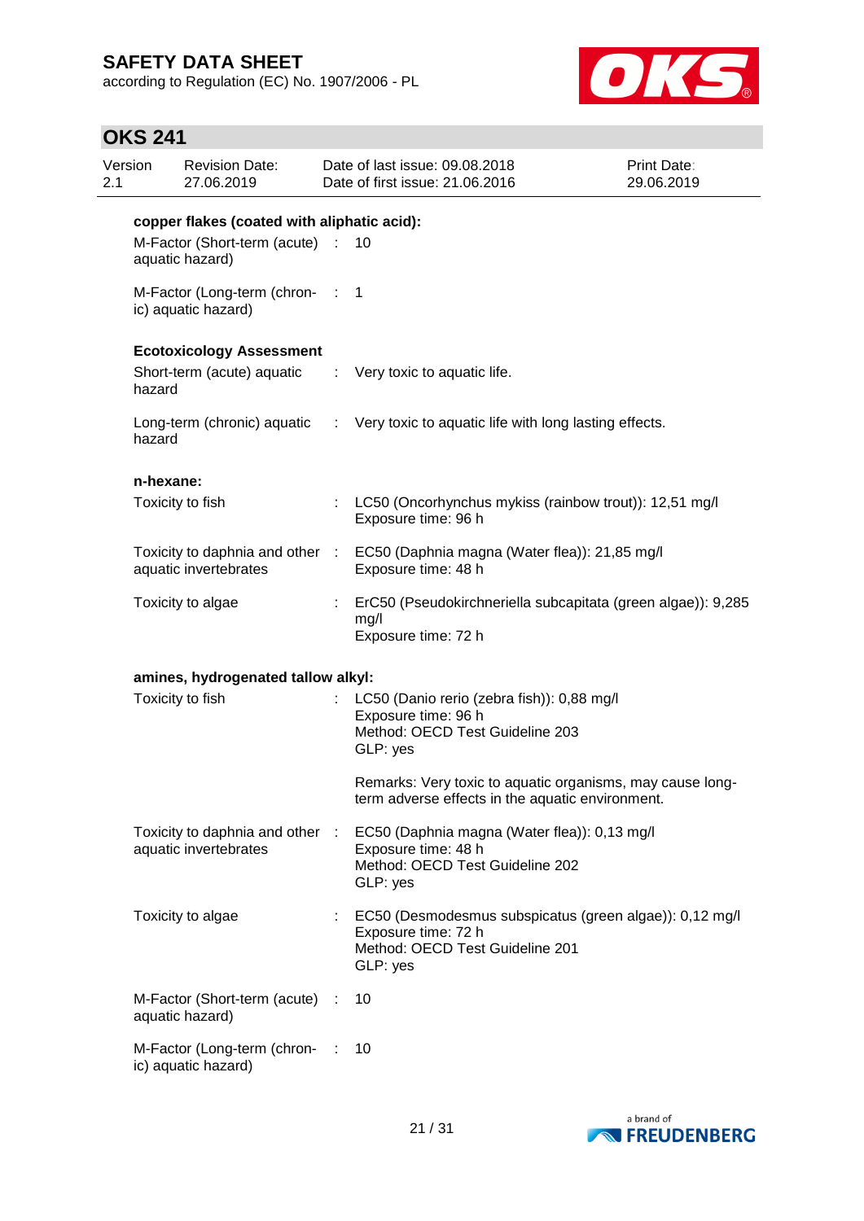**copper flakes (coated with aliphatic acid):**

M-Factor (Short-term (acute) aquatic hazard) : 10

M-Factor (Long-term (chronic) aquatic hazard) : 1

**Ecotoxicology Assessment**

Short-term (acute) aquatic hazard : Very toxic to aquatic life.

Long-term (chronic) aquatic hazard : Very toxic to aquatic life with long lasting effects.

**n-hexane:**

Toxicity to fish : LC50 (Oncorhynchus mykiss (rainbow trout)): 12,51 mg/l
Exposure time: 96 h

Toxicity to daphnia and other aquatic invertebrates : EC50 (Daphnia magna (Water flea)): 21,85 mg/l
Exposure time: 48 h

Toxicity to algae : ErC50 (Pseudokirchneriella subcapitata (green algae)): 9,285 mg/l
Exposure time: 72 h

**amines, hydrogenated tallow alkyl:**

Toxicity to fish : LC50 (Danio rerio (zebra fish)): 0,88 mg/l
Exposure time: 96 h
Method: OECD Test Guideline 203
GLP: yes

Remarks: Very toxic to aquatic organisms, may cause long-term adverse effects in the aquatic environment.

Toxicity to daphnia and other aquatic invertebrates : EC50 (Daphnia magna (Water flea)): 0,13 mg/l
Exposure time: 48 h
Method: OECD Test Guideline 202
GLP: yes

Toxicity to algae : EC50 (Desmodesmus subspicatus (green algae)): 0,12 mg/l
Exposure time: 72 h
Method: OECD Test Guideline 201
GLP: yes

M-Factor (Short-term (acute) aquatic hazard) : 10

M-Factor (Long-term (chronic) aquatic hazard) : 10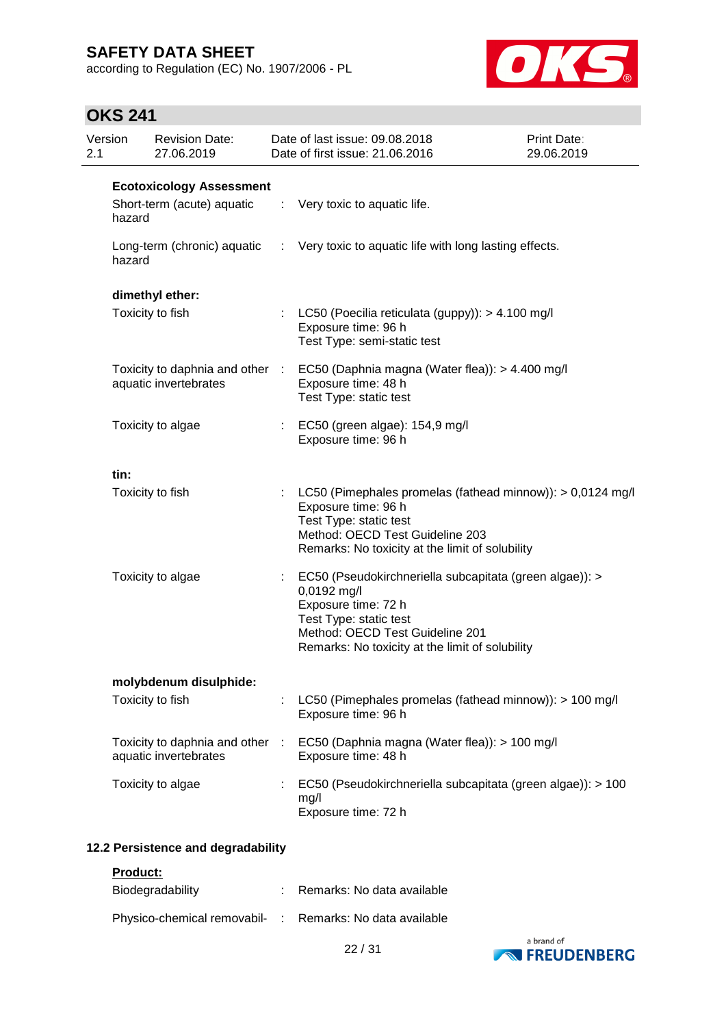**Ecotoxicology Assessment**

| | | |
|---|---|---|
| Short-term (acute) aquatic hazard | : | Very toxic to aquatic life. |
| Long-term (chronic) aquatic hazard | : | Very toxic to aquatic life with long lasting effects. |

**dimethyl ether:**

| | | |
|---|---|---|
| Toxicity to fish | : | LC50 (Poecilia reticulata (guppy)): > 4.100 mg/l<br>Exposure time: 96 h<br>Test Type: semi-static test |
| Toxicity to daphnia and other aquatic invertebrates | : | EC50 (Daphnia magna (Water flea)): > 4.400 mg/l<br>Exposure time: 48 h<br>Test Type: static test |
| Toxicity to algae | : | EC50 (green algae): 154,9 mg/l<br>Exposure time: 96 h |

**tin:**

| | | |
|---|---|---|
| Toxicity to fish | : | LC50 (Pimephales promelas (fathead minnow)): > 0,0124 mg/l<br>Exposure time: 96 h<br>Test Type: static test<br>Method: OECD Test Guideline 203<br>Remarks: No toxicity at the limit of solubility |
| Toxicity to algae | : | EC50 (Pseudokirchneriella subcapitata (green algae)): > 0,0192 mg/l<br>Exposure time: 72 h<br>Test Type: static test<br>Method: OECD Test Guideline 201<br>Remarks: No toxicity at the limit of solubility |

**molybdenum disulphide:**

| | | |
|---|---|---|
| Toxicity to fish | : | LC50 (Pimephales promelas (fathead minnow)): > 100 mg/l<br>Exposure time: 96 h |
| Toxicity to daphnia and other aquatic invertebrates | : | EC50 (Daphnia magna (Water flea)): > 100 mg/l<br>Exposure time: 48 h |
| Toxicity to algae | : | EC50 (Pseudokirchneriella subcapitata (green algae)): > 100 mg/l<br>Exposure time: 72 h |

### 12.2 Persistence and degradability

**Product:**

| | | |
|---|---|---|
| Biodegradability | : | Remarks: No data available |
| Physico-chemical removabil- | : | Remarks: No data available |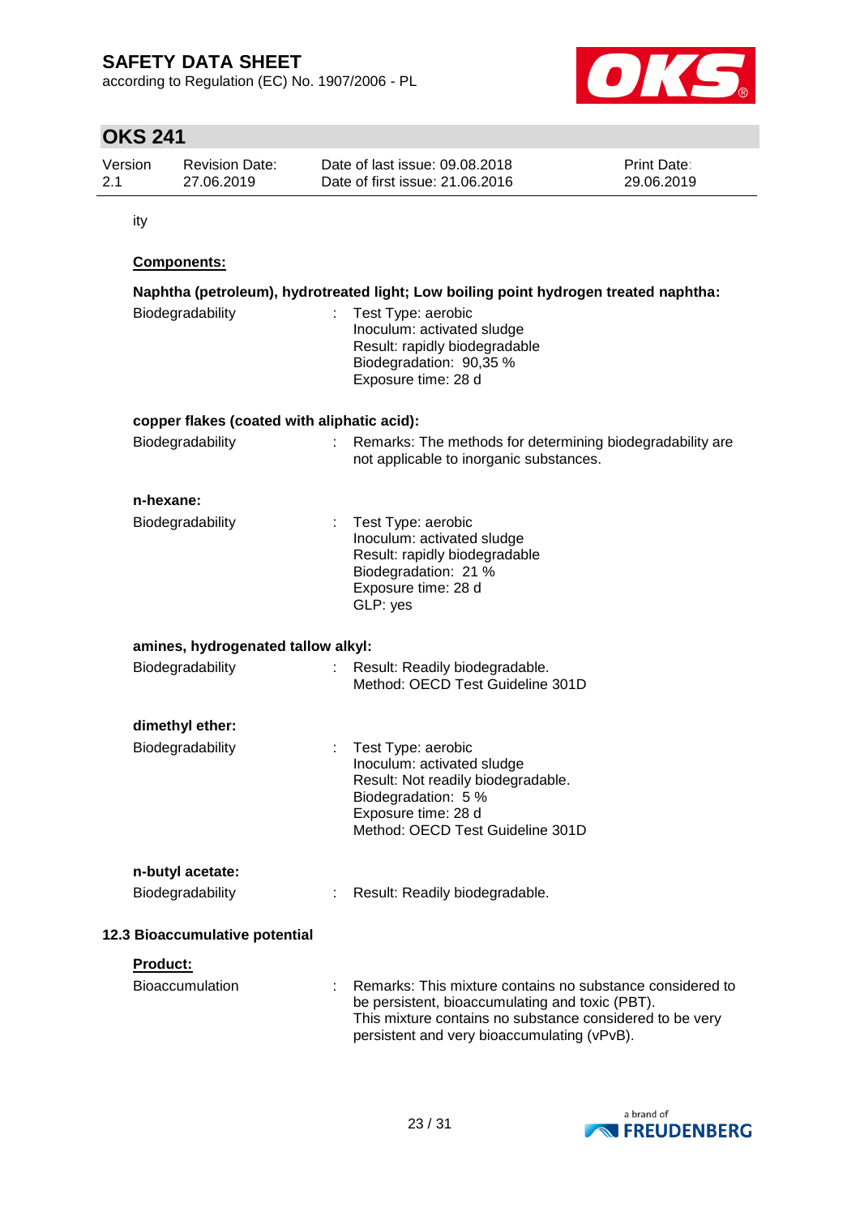ity

**Components:**

**Naphtha (petroleum), hydrotreated light; Low boiling point hydrogen treated naphtha:**

Biodegradability : Test Type: aerobic
Inoculum: activated sludge
Result: rapidly biodegradable
Biodegradation: 90,35 %
Exposure time: 28 d

**copper flakes (coated with aliphatic acid):**

Biodegradability : Remarks: The methods for determining biodegradability are not applicable to inorganic substances.

**n-hexane:**

Biodegradability : Test Type: aerobic
Inoculum: activated sludge
Result: rapidly biodegradable
Biodegradation: 21 %
Exposure time: 28 d
GLP: yes

**amines, hydrogenated tallow alkyl:**

Biodegradability : Result: Readily biodegradable.
Method: OECD Test Guideline 301D

**dimethyl ether:**

Biodegradability : Test Type: aerobic
Inoculum: activated sludge
Result: Not readily biodegradable.
Biodegradation: 5 %
Exposure time: 28 d
Method: OECD Test Guideline 301D

**n-butyl acetate:**

Biodegradability : Result: Readily biodegradable.

**12.3 Bioaccumulative potential**

**Product:**

Bioaccumulation : Remarks: This mixture contains no substance considered to be persistent, bioaccumulating and toxic (PBT).
This mixture contains no substance considered to be very persistent and very bioaccumulating (vPvB).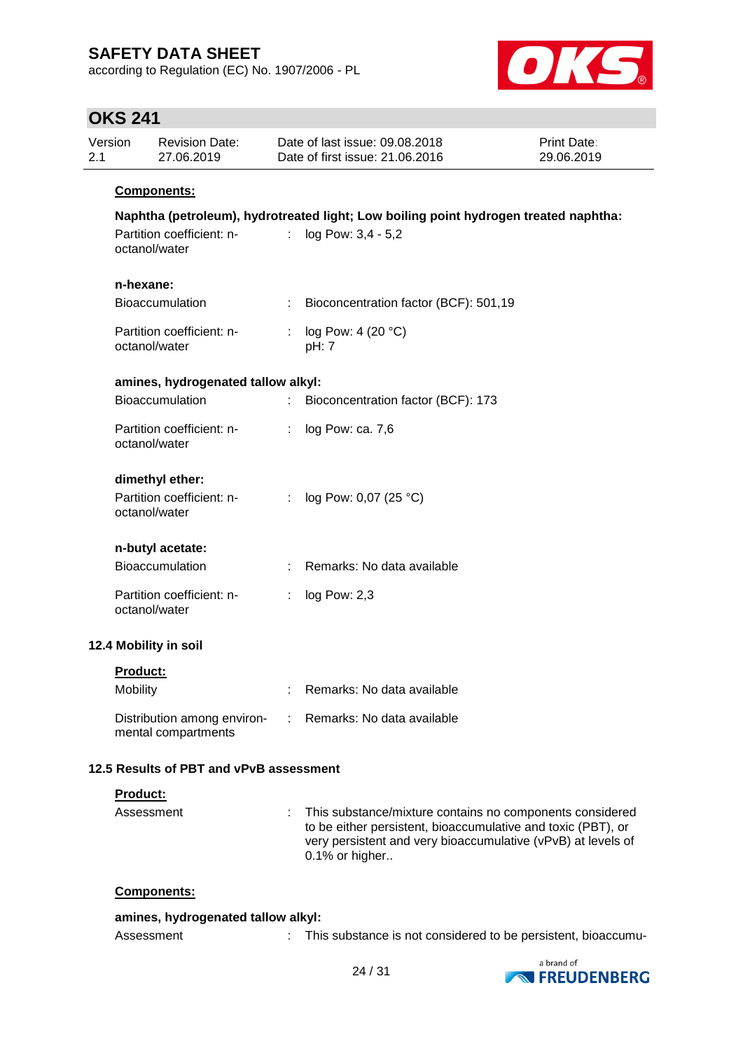**Components:**

**Naphtha (petroleum), hydrotreated light; Low boiling point hydrogen treated naphtha:**

Partition coefficient: n-octanol/water : log Pow: 3,4 - 5,2

**n-hexane:**

Bioaccumulation : Bioconcentration factor (BCF): 501,19

Partition coefficient: n-octanol/water : log Pow: 4 (20 °C)
pH: 7

**amines, hydrogenated tallow alkyl:**

Bioaccumulation : Bioconcentration factor (BCF): 173

Partition coefficient: n-octanol/water : log Pow: ca. 7,6

**dimethyl ether:**

Partition coefficient: n-octanol/water : log Pow: 0,07 (25 °C)

**n-butyl acetate:**

Bioaccumulation : Remarks: No data available

Partition coefficient: n-octanol/water : log Pow: 2,3

### 12.4 Mobility in soil

**Product:**

Mobility : Remarks: No data available

Distribution among environmental compartments : Remarks: No data available

### 12.5 Results of PBT and vPvB assessment

**Product:**

Assessment : This substance/mixture contains no components considered to be either persistent, bioaccumulative and toxic (PBT), or very persistent and very bioaccumulative (vPvB) at levels of 0.1% or higher..

**Components:**

**amines, hydrogenated tallow alkyl:**

Assessment : This substance is not considered to be persistent, bioaccumu-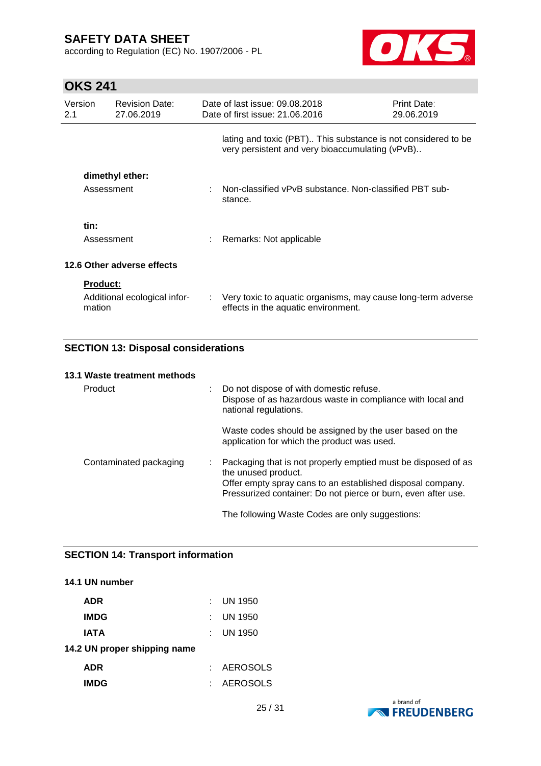lating and toxic (PBT).. This substance is not considered to be very persistent and very bioaccumulating (vPvB)..

**dimethyl ether:**

Assessment : Non-classified vPvB substance. Non-classified PBT substance.

**tin:**

Assessment : Remarks: Not applicable

### 12.6 Other adverse effects

**Product:**

Additional ecological information : Very toxic to aquatic organisms, may cause long-term adverse effects in the aquatic environment.

## SECTION 13: Disposal considerations

### 13.1 Waste treatment methods

Product : Do not dispose of with domestic refuse.
Dispose of as hazardous waste in compliance with local and national regulations.

Waste codes should be assigned by the user based on the application for which the product was used.

Contaminated packaging : Packaging that is not properly emptied must be disposed of as the unused product.
Offer empty spray cans to an established disposal company.
Pressurized container: Do not pierce or burn, even after use.

The following Waste Codes are only suggestions:

## SECTION 14: Transport information

### 14.1 UN number

**ADR** : UN 1950

**IMDG** : UN 1950

**IATA** : UN 1950

### 14.2 UN proper shipping name

**ADR** : AEROSOLS

**IMDG** : AEROSOLS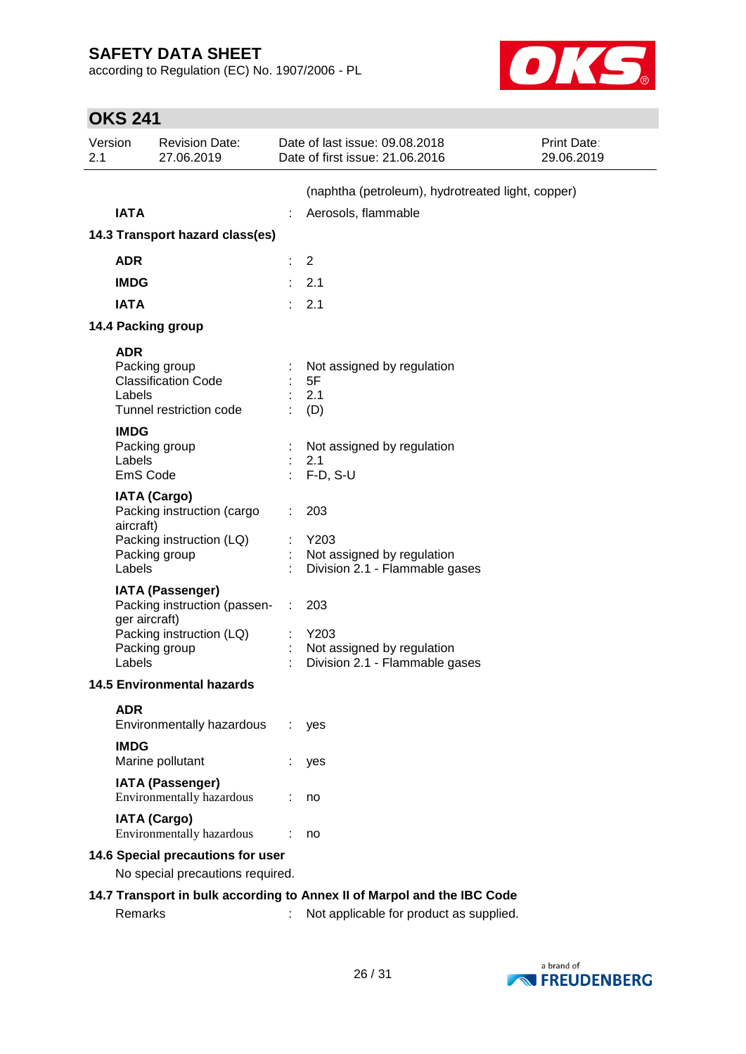(naphtha (petroleum), hydrotreated light, copper)

| | | |
|---|---|---|
| **IATA** | : | Aerosols, flammable |

### 14.3 Transport hazard class(es)

| | | |
|---|---|---|
| **ADR** | : | 2 |
| **IMDG** | : | 2.1 |
| **IATA** | : | 2.1 |

### 14.4 Packing group

**ADR**

| | | |
|---|---|---|
| Packing group | : | Not assigned by regulation |
| Classification Code | : | 5F |
| Labels | : | 2.1 |
| Tunnel restriction code | : | (D) |

**IMDG**

| | | |
|---|---|---|
| Packing group | : | Not assigned by regulation |
| Labels | : | 2.1 |
| EmS Code | : | F-D, S-U |

**IATA (Cargo)**

| | | |
|---|---|---|
| Packing instruction (cargo aircraft) | : | 203 |
| Packing instruction (LQ) | : | Y203 |
| Packing group | : | Not assigned by regulation |
| Labels | : | Division 2.1 - Flammable gases |

**IATA (Passenger)**

| | | |
|---|---|---|
| Packing instruction (passenger aircraft) | : | 203 |
| Packing instruction (LQ) | : | Y203 |
| Packing group | : | Not assigned by regulation |
| Labels | : | Division 2.1 - Flammable gases |

### 14.5 Environmental hazards

**ADR**

| | | |
|---|---|---|
| Environmentally hazardous | : | yes |

**IMDG**

| | | |
|---|---|---|
| Marine pollutant | : | yes |

**IATA (Passenger)**

| | | |
|---|---|---|
| Environmentally hazardous | : | no |

**IATA (Cargo)**

| | | |
|---|---|---|
| Environmentally hazardous | : | no |

### 14.6 Special precautions for user

No special precautions required.

### 14.7 Transport in bulk according to Annex II of Marpol and the IBC Code

| | | |
|---|---|---|
| Remarks | : | Not applicable for product as supplied. |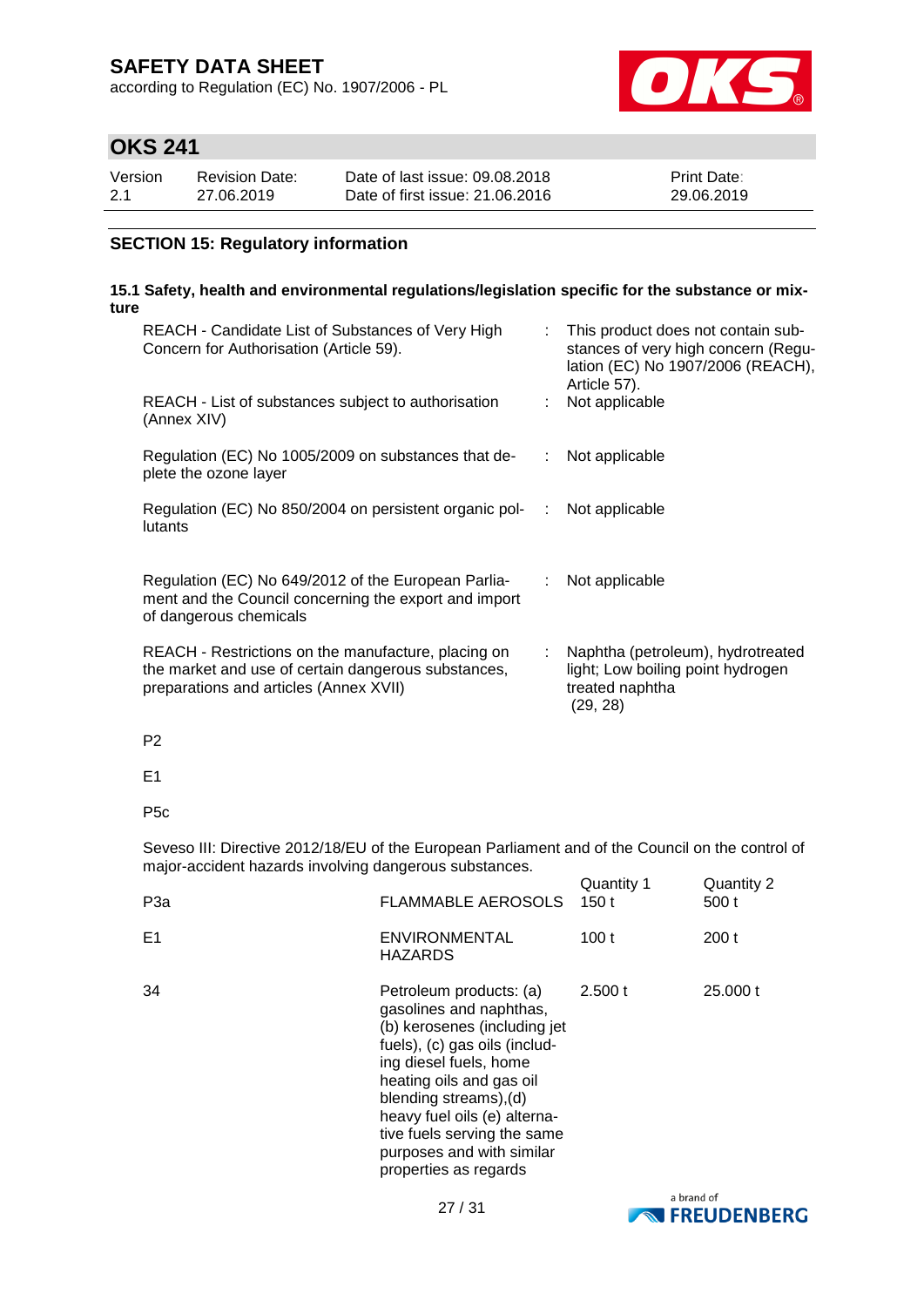## SECTION 15: Regulatory information

### 15.1 Safety, health and environmental regulations/legislation specific for the substance or mixture

REACH - Candidate List of Substances of Very High Concern for Authorisation (Article 59). : This product does not contain substances of very high concern (Regulation (EC) No 1907/2006 (REACH), Article 57).

REACH - List of substances subject to authorisation (Annex XIV) : Not applicable

Regulation (EC) No 1005/2009 on substances that deplete the ozone layer : Not applicable

Regulation (EC) No 850/2004 on persistent organic pollutants : Not applicable

Regulation (EC) No 649/2012 of the European Parliament and the Council concerning the export and import of dangerous chemicals : Not applicable

REACH - Restrictions on the manufacture, placing on the market and use of certain dangerous substances, preparations and articles (Annex XVII) : Naphtha (petroleum), hydrotreated light; Low boiling point hydrogen treated naphtha (29, 28)

P2

E1

P5c

Seveso III: Directive 2012/18/EU of the European Parliament and of the Council on the control of major-accident hazards involving dangerous substances.

| | | Quantity 1 | Quantity 2 |
|---|---|---|---|
| P3a | FLAMMABLE AEROSOLS | 150 t | 500 t |
| E1 | ENVIRONMENTAL HAZARDS | 100 t | 200 t |
| 34 | Petroleum products: (a) gasolines and naphthas, (b) kerosenes (including jet fuels), (c) gas oils (including diesel fuels, home heating oils and gas oil blending streams),(d) heavy fuel oils (e) alternative fuels serving the same purposes and with similar properties as regards | 2.500 t | 25.000 t |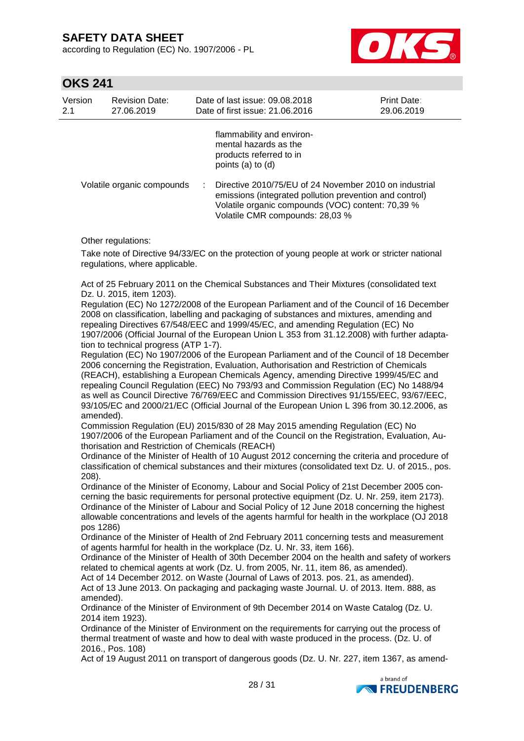| | | |
|---|---|---|
| | | flammability and environmental hazards as the products referred to in points (a) to (d) |
| Volatile organic compounds | : | Directive 2010/75/EU of 24 November 2010 on industrial emissions (integrated pollution prevention and control)<br>Volatile organic compounds (VOC) content: 70,39 %<br>Volatile CMR compounds: 28,03 % |

Other regulations:

Take note of Directive 94/33/EC on the protection of young people at work or stricter national regulations, where applicable.

Act of 25 February 2011 on the Chemical Substances and Their Mixtures (consolidated text Dz. U. 2015, item 1203).
Regulation (EC) No 1272/2008 of the European Parliament and of the Council of 16 December 2008 on classification, labelling and packaging of substances and mixtures, amending and repealing Directives 67/548/EEC and 1999/45/EC, and amending Regulation (EC) No 1907/2006 (Official Journal of the European Union L 353 from 31.12.2008) with further adaptation to technical progress (ATP 1-7).
Regulation (EC) No 1907/2006 of the European Parliament and of the Council of 18 December 2006 concerning the Registration, Evaluation, Authorisation and Restriction of Chemicals (REACH), establishing a European Chemicals Agency, amending Directive 1999/45/EC and repealing Council Regulation (EEC) No 793/93 and Commission Regulation (EC) No 1488/94 as well as Council Directive 76/769/EEC and Commission Directives 91/155/EEC, 93/67/EEC, 93/105/EC and 2000/21/EC (Official Journal of the European Union L 396 from 30.12.2006, as amended).
Commission Regulation (EU) 2015/830 of 28 May 2015 amending Regulation (EC) No 1907/2006 of the European Parliament and of the Council on the Registration, Evaluation, Authorisation and Restriction of Chemicals (REACH)
Ordinance of the Minister of Health of 10 August 2012 concerning the criteria and procedure of classification of chemical substances and their mixtures (consolidated text Dz. U. of 2015., pos. 208).
Ordinance of the Minister of Economy, Labour and Social Policy of 21st December 2005 concerning the basic requirements for personal protective equipment (Dz. U. Nr. 259, item 2173).
Ordinance of the Minister of Labour and Social Policy of 12 June 2018 concerning the highest allowable concentrations and levels of the agents harmful for health in the workplace (OJ 2018 pos 1286)
Ordinance of the Minister of Health of 2nd February 2011 concerning tests and measurement of agents harmful for health in the workplace (Dz. U. Nr. 33, item 166).
Ordinance of the Minister of Health of 30th December 2004 on the health and safety of workers related to chemical agents at work (Dz. U. from 2005, Nr. 11, item 86, as amended).
Act of 14 December 2012. on Waste (Journal of Laws of 2013. pos. 21, as amended).
Act of 13 June 2013. On packaging and packaging waste Journal. U. of 2013. Item. 888, as amended).
Ordinance of the Minister of Environment of 9th December 2014 on Waste Catalog (Dz. U. 2014 item 1923).
Ordinance of the Minister of Environment on the requirements for carrying out the process of thermal treatment of waste and how to deal with waste produced in the process. (Dz. U. of 2016., Pos. 108)
Act of 19 August 2011 on transport of dangerous goods (Dz. U. Nr. 227, item 1367, as amend-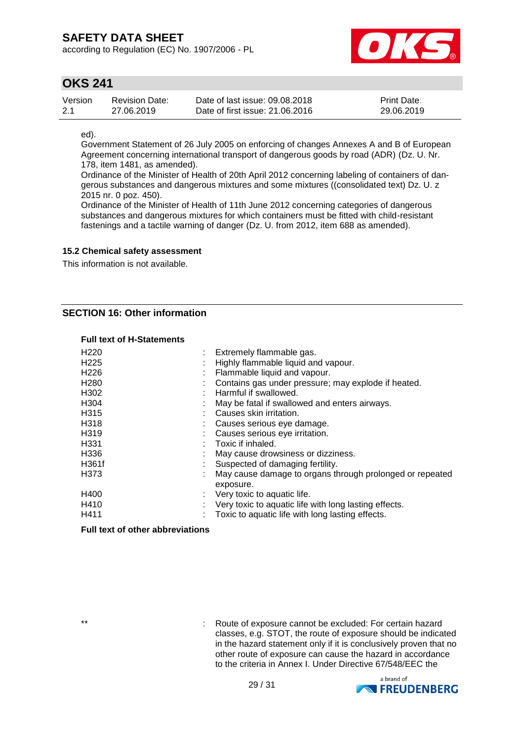ed).
Government Statement of 26 July 2005 on enforcing of changes Annexes A and B of European Agreement concerning international transport of dangerous goods by road (ADR) (Dz. U. Nr. 178, item 1481, as amended).
Ordinance of the Minister of Health of 20th April 2012 concerning labeling of containers of dangerous substances and dangerous mixtures and some mixtures ((consolidated text) Dz. U. z 2015 nr. 0 poz. 450).
Ordinance of the Minister of Health of 11th June 2012 concerning categories of dangerous substances and dangerous mixtures for which containers must be fitted with child-resistant fastenings and a tactile warning of danger (Dz. U. from 2012, item 688 as amended).

### 15.2 Chemical safety assessment

This information is not available.

## SECTION 16: Other information

**Full text of H-Statements**

| | | |
|---|---|---|
| H220 | : | Extremely flammable gas. |
| H225 | : | Highly flammable liquid and vapour. |
| H226 | : | Flammable liquid and vapour. |
| H280 | : | Contains gas under pressure; may explode if heated. |
| H302 | : | Harmful if swallowed. |
| H304 | : | May be fatal if swallowed and enters airways. |
| H315 | : | Causes skin irritation. |
| H318 | : | Causes serious eye damage. |
| H319 | : | Causes serious eye irritation. |
| H331 | : | Toxic if inhaled. |
| H336 | : | May cause drowsiness or dizziness. |
| H361f | : | Suspected of damaging fertility. |
| H373 | : | May cause damage to organs through prolonged or repeated exposure. |
| H400 | : | Very toxic to aquatic life. |
| H410 | : | Very toxic to aquatic life with long lasting effects. |
| H411 | : | Toxic to aquatic life with long lasting effects. |

**Full text of other abbreviations**

| | | |
|---|---|---|
| ** | : | Route of exposure cannot be excluded: For certain hazard classes, e.g. STOT, the route of exposure should be indicated in the hazard statement only if it is conclusively proven that no other route of exposure can cause the hazard in accordance to the criteria in Annex I. Under Directive 67/548/EEC the |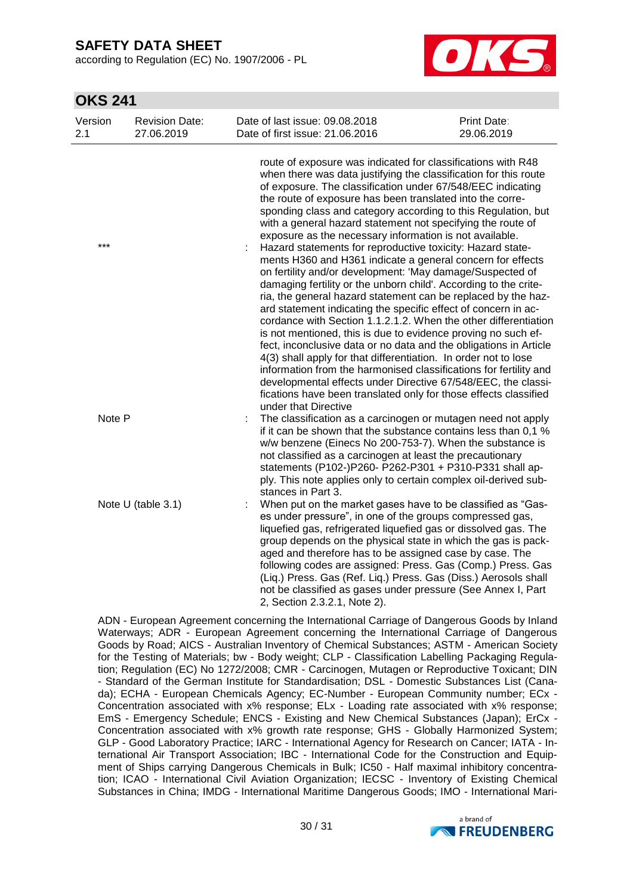| | | |
|---|---|---|
| | | route of exposure was indicated for classifications with R48 when there was data justifying the classification for this route of exposure. The classification under 67/548/EEC indicating the route of exposure has been translated into the corresponding class and category according to this Regulation, but with a general hazard statement not specifying the route of exposure as the necessary information is not available. |
| *** | : | Hazard statements for reproductive toxicity: Hazard statements H360 and H361 indicate a general concern for effects on fertility and/or development: 'May damage/Suspected of damaging fertility or the unborn child'. According to the criteria, the general hazard statement can be replaced by the hazard statement indicating the specific effect of concern in accordance with Section 1.1.2.1.2. When the other differentiation is not mentioned, this is due to evidence proving no such effect, inconclusive data or no data and the obligations in Article 4(3) shall apply for that differentiation. In order not to lose information from the harmonised classifications for fertility and developmental effects under Directive 67/548/EEC, the classifications have been translated only for those effects classified under that Directive |
| Note P | : | The classification as a carcinogen or mutagen need not apply if it can be shown that the substance contains less than 0,1 % w/w benzene (Einecs No 200-753-7). When the substance is not classified as a carcinogen at least the precautionary statements (P102-)P260- P262-P301 + P310-P331 shall apply. This note applies only to certain complex oil-derived substances in Part 3. |
| Note U (table 3.1) | : | When put on the market gases have to be classified as "Gases under pressure", in one of the groups compressed gas, liquefied gas, refrigerated liquefied gas or dissolved gas. The group depends on the physical state in which the gas is packaged and therefore has to be assigned case by case. The following codes are assigned: Press. Gas (Comp.) Press. Gas (Liq.) Press. Gas (Ref. Liq.) Press. Gas (Diss.) Aerosols shall not be classified as gases under pressure (See Annex I, Part 2, Section 2.3.2.1, Note 2). |

ADN - European Agreement concerning the International Carriage of Dangerous Goods by Inland Waterways; ADR - European Agreement concerning the International Carriage of Dangerous Goods by Road; AICS - Australian Inventory of Chemical Substances; ASTM - American Society for the Testing of Materials; bw - Body weight; CLP - Classification Labelling Packaging Regulation; Regulation (EC) No 1272/2008; CMR - Carcinogen, Mutagen or Reproductive Toxicant; DIN - Standard of the German Institute for Standardisation; DSL - Domestic Substances List (Canada); ECHA - European Chemicals Agency; EC-Number - European Community number; ECx - Concentration associated with x% response; ELx - Loading rate associated with x% response; EmS - Emergency Schedule; ENCS - Existing and New Chemical Substances (Japan); ErCx - Concentration associated with x% growth rate response; GHS - Globally Harmonized System; GLP - Good Laboratory Practice; IARC - International Agency for Research on Cancer; IATA - International Air Transport Association; IBC - International Code for the Construction and Equipment of Ships carrying Dangerous Chemicals in Bulk; IC50 - Half maximal inhibitory concentration; ICAO - International Civil Aviation Organization; IECSC - Inventory of Existing Chemical Substances in China; IMDG - International Maritime Dangerous Goods; IMO - International Mari-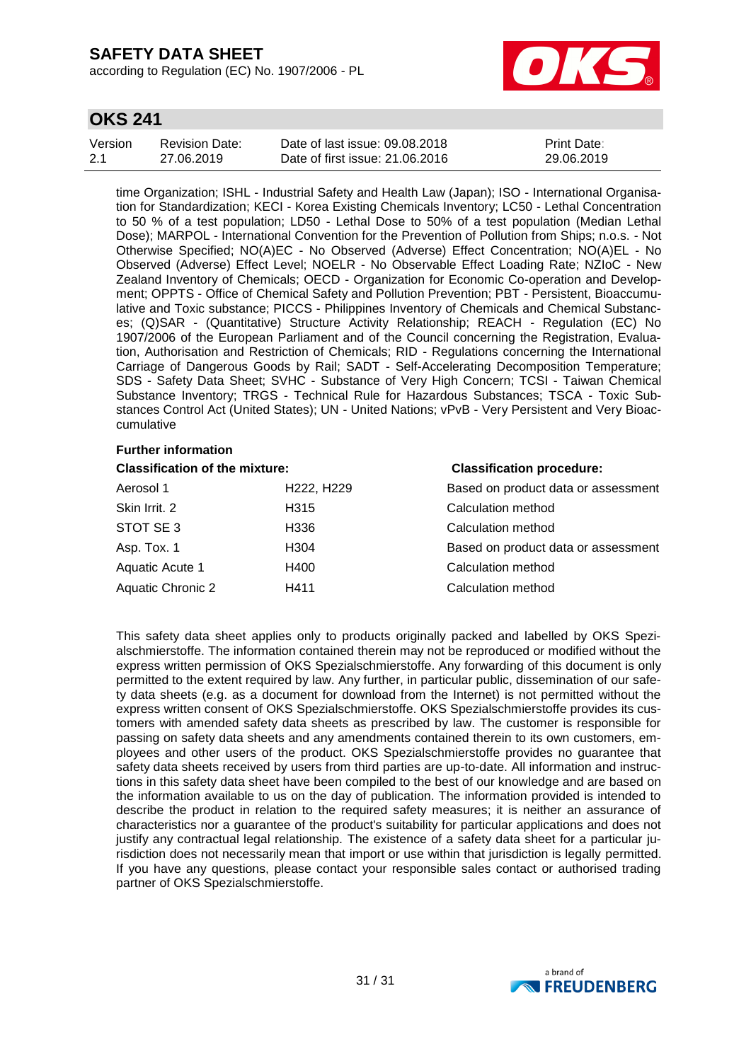time Organization; ISHL - Industrial Safety and Health Law (Japan); ISO - International Organisation for Standardization; KECI - Korea Existing Chemicals Inventory; LC50 - Lethal Concentration to 50 % of a test population; LD50 - Lethal Dose to 50% of a test population (Median Lethal Dose); MARPOL - International Convention for the Prevention of Pollution from Ships; n.o.s. - Not Otherwise Specified; NO(A)EC - No Observed (Adverse) Effect Concentration; NO(A)EL - No Observed (Adverse) Effect Level; NOELR - No Observable Effect Loading Rate; NZIoC - New Zealand Inventory of Chemicals; OECD - Organization for Economic Co-operation and Development; OPPTS - Office of Chemical Safety and Pollution Prevention; PBT - Persistent, Bioaccumulative and Toxic substance; PICCS - Philippines Inventory of Chemicals and Chemical Substances; (Q)SAR - (Quantitative) Structure Activity Relationship; REACH - Regulation (EC) No 1907/2006 of the European Parliament and of the Council concerning the Registration, Evaluation, Authorisation and Restriction of Chemicals; RID - Regulations concerning the International Carriage of Dangerous Goods by Rail; SADT - Self-Accelerating Decomposition Temperature; SDS - Safety Data Sheet; SVHC - Substance of Very High Concern; TCSI - Taiwan Chemical Substance Inventory; TRGS - Technical Rule for Hazardous Substances; TSCA - Toxic Substances Control Act (United States); UN - United Nations; vPvB - Very Persistent and Very Bioaccumulative

**Further information**

| **Classification of the mixture:** | | **Classification procedure:** |
|---|---|---|
| Aerosol 1 | H222, H229 | Based on product data or assessment |
| Skin Irrit. 2 | H315 | Calculation method |
| STOT SE 3 | H336 | Calculation method |
| Asp. Tox. 1 | H304 | Based on product data or assessment |
| Aquatic Acute 1 | H400 | Calculation method |
| Aquatic Chronic 2 | H411 | Calculation method |

This safety data sheet applies only to products originally packed and labelled by OKS Spezialschmierstoffe. The information contained therein may not be reproduced or modified without the express written permission of OKS Spezialschmierstoffe. Any forwarding of this document is only permitted to the extent required by law. Any further, in particular public, dissemination of our safety data sheets (e.g. as a document for download from the Internet) is not permitted without the express written consent of OKS Spezialschmierstoffe. OKS Spezialschmierstoffe provides its customers with amended safety data sheets as prescribed by law. The customer is responsible for passing on safety data sheets and any amendments contained therein to its own customers, employees and other users of the product. OKS Spezialschmierstoffe provides no guarantee that safety data sheets received by users from third parties are up-to-date. All information and instructions in this safety data sheet have been compiled to the best of our knowledge and are based on the information available to us on the day of publication. The information provided is intended to describe the product in relation to the required safety measures; it is neither an assurance of characteristics nor a guarantee of the product's suitability for particular applications and does not justify any contractual legal relationship. The existence of a safety data sheet for a particular jurisdiction does not necessarily mean that import or use within that jurisdiction is legally permitted. If you have any questions, please contact your responsible sales contact or authorised trading partner of OKS Spezialschmierstoffe.